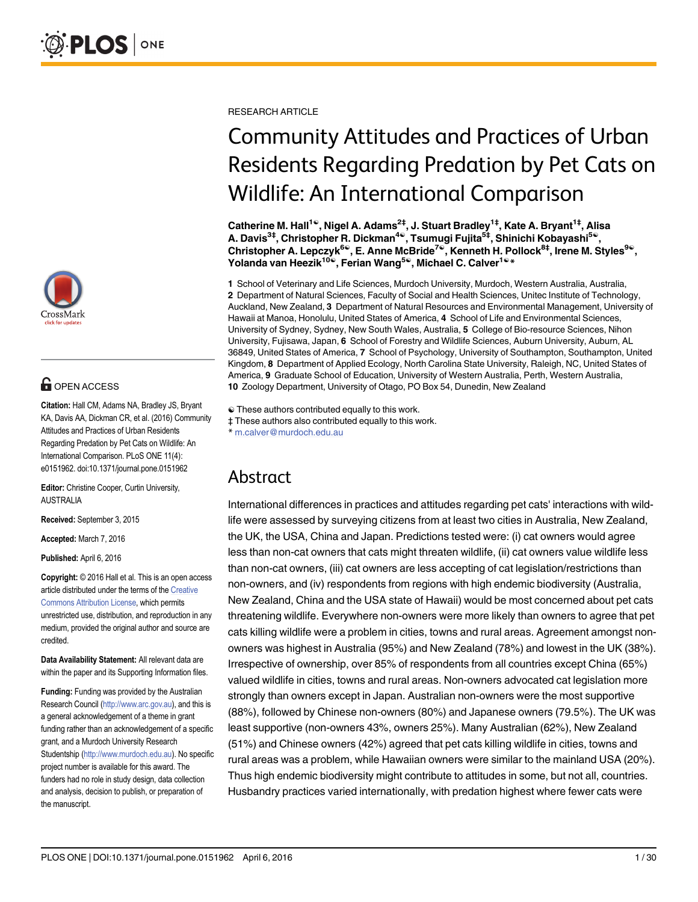RESEARCH ARTICLE

# Community Attitudes and Practices of Urban Residents Regarding Predation by Pet Cats on Wildlife: An International Comparison

**Catherine M. Hall[1☯], Nigel A. Adams[2‡], J. Stuart Bradley[1‡], Kate A. Bryant[1‡], Alisa A. Davis[3‡], Christopher R. Dickman[4☯], Tsumugi Fujita[5‡], Shinichi Kobayashi[5☯], Christopher A. Lepczyk[6☯], E. Anne McBride[7☯], Kenneth H. Pollock[8‡], Irene M. Styles[9☯], Yolanda van Heezik[10☯], Ferian Wang[5☯], Michael C. Calver[1☯*]**

**1** School of Veterinary and Life Sciences, Murdoch University, Murdoch, Western Australia, Australia, **2** Department of Natural Sciences, Faculty of Social and Health Sciences, Unitec Institute of Technology, Auckland, New Zealand, **3** Department of Natural Resources and Environmental Management, University of Hawaii at Manoa, Honolulu, United States of America, **4** School of Life and Environmental Sciences, University of Sydney, Sydney, New South Wales, Australia, **5** College of Bio-resource Sciences, Nihon University, Fujisawa, Japan, **6** School of Forestry and Wildlife Sciences, Auburn University, Auburn, AL 36849, United States of America, **7** School of Psychology, University of Southampton, Southampton, United Kingdom, **8** Department of Applied Ecology, North Carolina State University, Raleigh, NC, United States of America, **9** Graduate School of Education, University of Western Australia, Perth, Western Australia, **10** Zoology Department, University of Otago, PO Box 54, Dunedin, New Zealand

☯ These authors contributed equally to this work.
‡ These authors also contributed equally to this work.
* m.calver@murdoch.edu.au

OPEN ACCESS

**Citation:** Hall CM, Adams NA, Bradley JS, Bryant KA, Davis AA, Dickman CR, et al. (2016) Community Attitudes and Practices of Urban Residents Regarding Predation by Pet Cats on Wildlife: An International Comparison. PLoS ONE 11(4): e0151962. doi:10.1371/journal.pone.0151962

**Editor:** Christine Cooper, Curtin University, AUSTRALIA

**Received:** September 3, 2015

**Accepted:** March 7, 2016

**Published:** April 6, 2016

**Copyright:** © 2016 Hall et al. This is an open access article distributed under the terms of the Creative Commons Attribution License, which permits unrestricted use, distribution, and reproduction in any medium, provided the original author and source are credited.

**Data Availability Statement:** All relevant data are within the paper and its Supporting Information files.

**Funding:** Funding was provided by the Australian Research Council (http://www.arc.gov.au), and this is a general acknowledgement of a theme in grant funding rather than an acknowledgement of a specific grant, and a Murdoch University Research Studentship (http://www.murdoch.edu.au). No specific project number is available for this award. The funders had no role in study design, data collection and analysis, decision to publish, or preparation of the manuscript.

## Abstract

International differences in practices and attitudes regarding pet cats' interactions with wildlife were assessed by surveying citizens from at least two cities in Australia, New Zealand, the UK, the USA, China and Japan. Predictions tested were: (i) cat owners would agree less than non-cat owners that cats might threaten wildlife, (ii) cat owners value wildlife less than non-cat owners, (iii) cat owners are less accepting of cat legislation/restrictions than non-owners, and (iv) respondents from regions with high endemic biodiversity (Australia, New Zealand, China and the USA state of Hawaii) would be most concerned about pet cats threatening wildlife. Everywhere non-owners were more likely than owners to agree that pet cats killing wildlife were a problem in cities, towns and rural areas. Agreement amongst non-owners was highest in Australia (95%) and New Zealand (78%) and lowest in the UK (38%). Irrespective of ownership, over 85% of respondents from all countries except China (65%) valued wildlife in cities, towns and rural areas. Non-owners advocated cat legislation more strongly than owners except in Japan. Australian non-owners were the most supportive (88%), followed by Chinese non-owners (80%) and Japanese owners (79.5%). The UK was least supportive (non-owners 43%, owners 25%). Many Australian (62%), New Zealand (51%) and Chinese owners (42%) agreed that pet cats killing wildlife in cities, towns and rural areas was a problem, while Hawaiian owners were similar to the mainland USA (20%). Thus high endemic biodiversity might contribute to attitudes in some, but not all, countries. Husbandry practices varied internationally, with predation highest where fewer cats were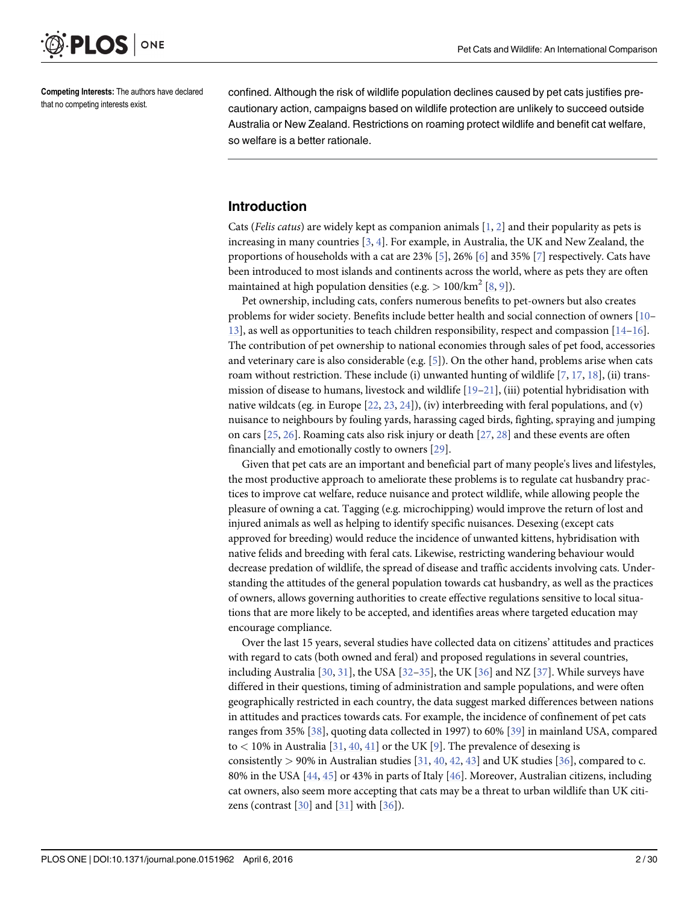Competing Interests: The authors have declared that no competing interests exist.

confined. Although the risk of wildlife population declines caused by pet cats justifies precautionary action, campaigns based on wildlife protection are unlikely to succeed outside Australia or New Zealand. Restrictions on roaming protect wildlife and benefit cat welfare, so welfare is a better rationale.

## Introduction

Cats (*Felis catus*) are widely kept as companion animals [1, 2] and their popularity as pets is increasing in many countries [3, 4]. For example, in Australia, the UK and New Zealand, the proportions of households with a cat are 23% [5], 26% [6] and 35% [7] respectively. Cats have been introduced to most islands and continents across the world, where as pets they are often maintained at high population densities (e.g. $> 100/\text{km}^2$ [8, 9]).

Pet ownership, including cats, confers numerous benefits to pet-owners but also creates problems for wider society. Benefits include better health and social connection of owners [10–13], as well as opportunities to teach children responsibility, respect and compassion [14–16]. The contribution of pet ownership to national economies through sales of pet food, accessories and veterinary care is also considerable (e.g. [5]). On the other hand, problems arise when cats roam without restriction. These include (i) unwanted hunting of wildlife [7, 17, 18], (ii) transmission of disease to humans, livestock and wildlife [19–21], (iii) potential hybridisation with native wildcats (eg. in Europe [22, 23, 24]), (iv) interbreeding with feral populations, and (v) nuisance to neighbours by fouling yards, harassing caged birds, fighting, spraying and jumping on cars [25, 26]. Roaming cats also risk injury or death [27, 28] and these events are often financially and emotionally costly to owners [29].

Given that pet cats are an important and beneficial part of many people's lives and lifestyles, the most productive approach to ameliorate these problems is to regulate cat husbandry practices to improve cat welfare, reduce nuisance and protect wildlife, while allowing people the pleasure of owning a cat. Tagging (e.g. microchipping) would improve the return of lost and injured animals as well as helping to identify specific nuisances. Desexing (except cats approved for breeding) would reduce the incidence of unwanted kittens, hybridisation with native felids and breeding with feral cats. Likewise, restricting wandering behaviour would decrease predation of wildlife, the spread of disease and traffic accidents involving cats. Understanding the attitudes of the general population towards cat husbandry, as well as the practices of owners, allows governing authorities to create effective regulations sensitive to local situations that are more likely to be accepted, and identifies areas where targeted education may encourage compliance.

Over the last 15 years, several studies have collected data on citizens' attitudes and practices with regard to cats (both owned and feral) and proposed regulations in several countries, including Australia [30, 31], the USA [32–35], the UK [36] and NZ [37]. While surveys have differed in their questions, timing of administration and sample populations, and were often geographically restricted in each country, the data suggest marked differences between nations in attitudes and practices towards cats. For example, the incidence of confinement of pet cats ranges from 35% [38], quoting data collected in 1997) to 60% [39] in mainland USA, compared to < 10% in Australia [31, 40, 41] or the UK [9]. The prevalence of desexing is consistently > 90% in Australian studies [31, 40, 42, 43] and UK studies [36], compared to c. 80% in the USA [44, 45] or 43% in parts of Italy [46]. Moreover, Australian citizens, including cat owners, also seem more accepting that cats may be a threat to urban wildlife than UK citizens (contrast [30] and [31] with [36]).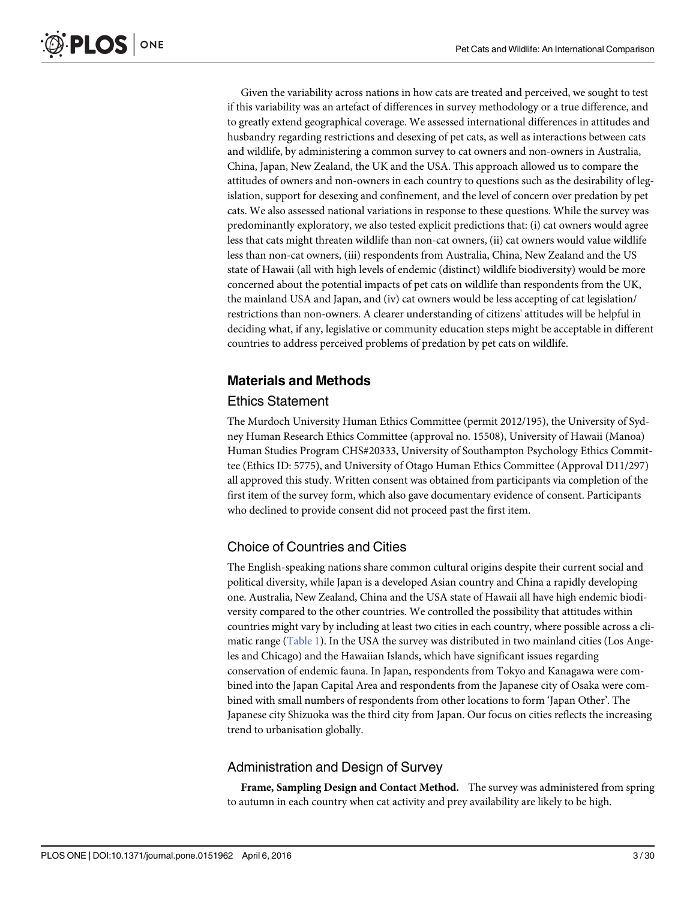Given the variability across nations in how cats are treated and perceived, we sought to test if this variability was an artefact of differences in survey methodology or a true difference, and to greatly extend geographical coverage. We assessed international differences in attitudes and husbandry regarding restrictions and desexing of pet cats, as well as interactions between cats and wildlife, by administering a common survey to cat owners and non-owners in Australia, China, Japan, New Zealand, the UK and the USA. This approach allowed us to compare the attitudes of owners and non-owners in each country to questions such as the desirability of legislation, support for desexing and confinement, and the level of concern over predation by pet cats. We also assessed national variations in response to these questions. While the survey was predominantly exploratory, we also tested explicit predictions that: (i) cat owners would agree less that cats might threaten wildlife than non-cat owners, (ii) cat owners would value wildlife less than non-cat owners, (iii) respondents from Australia, China, New Zealand and the US state of Hawaii (all with high levels of endemic (distinct) wildlife biodiversity) would be more concerned about the potential impacts of pet cats on wildlife than respondents from the UK, the mainland USA and Japan, and (iv) cat owners would be less accepting of cat legislation/restrictions than non-owners. A clearer understanding of citizens' attitudes will be helpful in deciding what, if any, legislative or community education steps might be acceptable in different countries to address perceived problems of predation by pet cats on wildlife.

## Materials and Methods

### Ethics Statement

The Murdoch University Human Ethics Committee (permit 2012/195), the University of Sydney Human Research Ethics Committee (approval no. 15508), University of Hawaii (Manoa) Human Studies Program CHS#20333, University of Southampton Psychology Ethics Committee (Ethics ID: 5775), and University of Otago Human Ethics Committee (Approval D11/297) all approved this study. Written consent was obtained from participants via completion of the first item of the survey form, which also gave documentary evidence of consent. Participants who declined to provide consent did not proceed past the first item.

### Choice of Countries and Cities

The English-speaking nations share common cultural origins despite their current social and political diversity, while Japan is a developed Asian country and China a rapidly developing one. Australia, New Zealand, China and the USA state of Hawaii all have high endemic biodiversity compared to the other countries. We controlled the possibility that attitudes within countries might vary by including at least two cities in each country, where possible across a climatic range (Table 1). In the USA the survey was distributed in two mainland cities (Los Angeles and Chicago) and the Hawaiian Islands, which have significant issues regarding conservation of endemic fauna. In Japan, respondents from Tokyo and Kanagawa were combined into the Japan Capital Area and respondents from the Japanese city of Osaka were combined with small numbers of respondents from other locations to form 'Japan Other'. The Japanese city Shizuoka was the third city from Japan. Our focus on cities reflects the increasing trend to urbanisation globally.

### Administration and Design of Survey

**Frame, Sampling Design and Contact Method.** The survey was administered from spring to autumn in each country when cat activity and prey availability are likely to be high.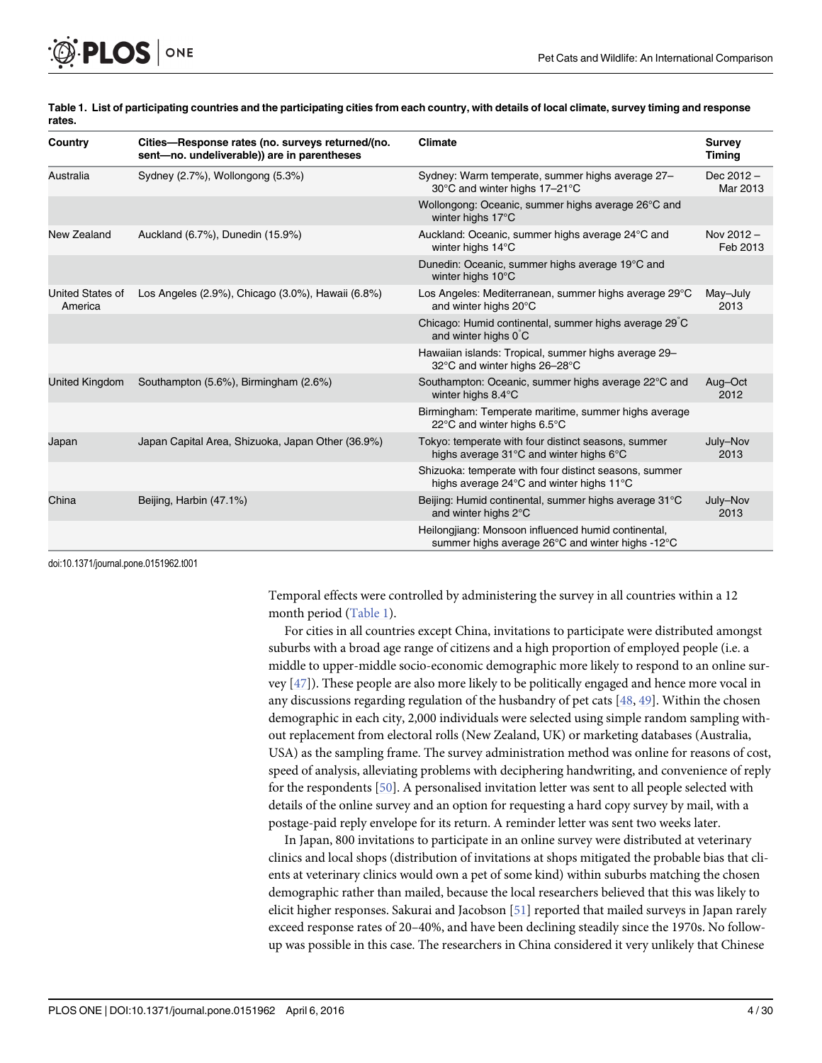**Table 1. List of participating countries and the participating cities from each country, with details of local climate, survey timing and response rates.**

| Country | Cities—Response rates (no. surveys returned/(no. sent—no. undeliverable)) are in parentheses | Climate | Survey Timing |
|---|---|---|---|
| Australia | Sydney (2.7%), Wollongong (5.3%) | Sydney: Warm temperate, summer highs average 27–30°C and winter highs 17–21°C | Dec 2012 – Mar 2013 |
| | | Wollongong: Oceanic, summer highs average 26°C and winter highs 17°C | |
| New Zealand | Auckland (6.7%), Dunedin (15.9%) | Auckland: Oceanic, summer highs average 24°C and winter highs 14°C | Nov 2012 – Feb 2013 |
| | | Dunedin: Oceanic, summer highs average 19°C and winter highs 10°C | |
| United States of America | Los Angeles (2.9%), Chicago (3.0%), Hawaii (6.8%) | Los Angeles: Mediterranean, summer highs average 29°C and winter highs 20°C | May–July 2013 |
| | | Chicago: Humid continental, summer highs average 29°C and winter highs 0°C | |
| | | Hawaiian islands: Tropical, summer highs average 29–32°C and winter highs 26–28°C | |
| United Kingdom | Southampton (5.6%), Birmingham (2.6%) | Southampton: Oceanic, summer highs average 22°C and winter highs 8.4°C | Aug–Oct 2012 |
| | | Birmingham: Temperate maritime, summer highs average 22°C and winter highs 6.5°C | |
| Japan | Japan Capital Area, Shizuoka, Japan Other (36.9%) | Tokyo: temperate with four distinct seasons, summer highs average 31°C and winter highs 6°C | July–Nov 2013 |
| | | Shizuoka: temperate with four distinct seasons, summer highs average 24°C and winter highs 11°C | |
| China | Beijing, Harbin (47.1%) | Beijing: Humid continental, summer highs average 31°C and winter highs 2°C | July–Nov 2013 |
| | | Heilongjiang: Monsoon influenced humid continental, summer highs average 26°C and winter highs -12°C | |

doi:10.1371/journal.pone.0151962.t001

Temporal effects were controlled by administering the survey in all countries within a 12 month period (Table 1).

For cities in all countries except China, invitations to participate were distributed amongst suburbs with a broad age range of citizens and a high proportion of employed people (i.e. a middle to upper-middle socio-economic demographic more likely to respond to an online survey [47]). These people are also more likely to be politically engaged and hence more vocal in any discussions regarding regulation of the husbandry of pet cats [48, 49]. Within the chosen demographic in each city, 2,000 individuals were selected using simple random sampling without replacement from electoral rolls (New Zealand, UK) or marketing databases (Australia, USA) as the sampling frame. The survey administration method was online for reasons of cost, speed of analysis, alleviating problems with deciphering handwriting, and convenience of reply for the respondents [50]. A personalised invitation letter was sent to all people selected with details of the online survey and an option for requesting a hard copy survey by mail, with a postage-paid reply envelope for its return. A reminder letter was sent two weeks later.

In Japan, 800 invitations to participate in an online survey were distributed at veterinary clinics and local shops (distribution of invitations at shops mitigated the probable bias that clients at veterinary clinics would own a pet of some kind) within suburbs matching the chosen demographic rather than mailed, because the local researchers believed that this was likely to elicit higher responses. Sakurai and Jacobson [51] reported that mailed surveys in Japan rarely exceed response rates of 20–40%, and have been declining steadily since the 1970s. No follow-up was possible in this case. The researchers in China considered it very unlikely that Chinese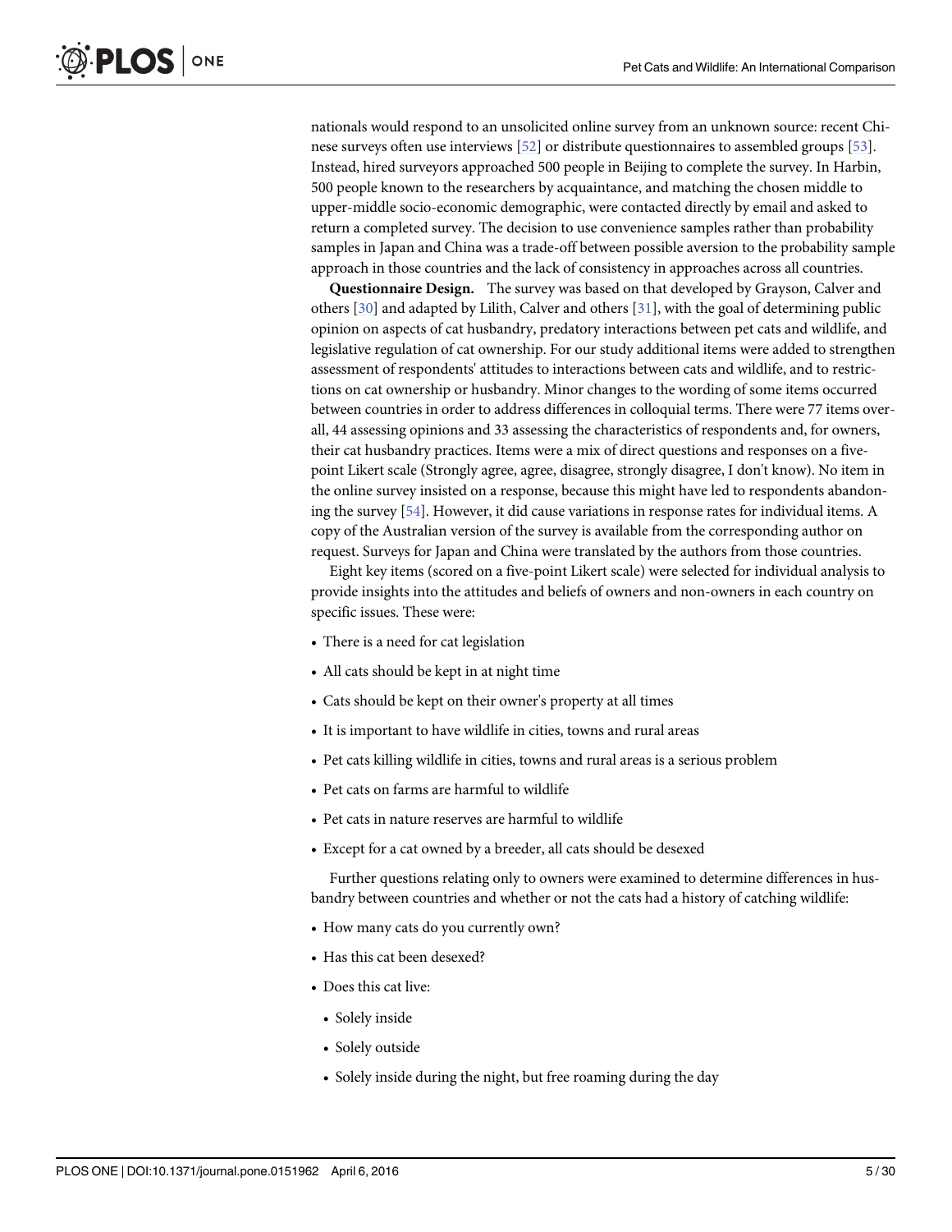nationals would respond to an unsolicited online survey from an unknown source: recent Chinese surveys often use interviews [52] or distribute questionnaires to assembled groups [53]. Instead, hired surveyors approached 500 people in Beijing to complete the survey. In Harbin, 500 people known to the researchers by acquaintance, and matching the chosen middle to upper-middle socio-economic demographic, were contacted directly by email and asked to return a completed survey. The decision to use convenience samples rather than probability samples in Japan and China was a trade-off between possible aversion to the probability sample approach in those countries and the lack of consistency in approaches across all countries.

**Questionnaire Design.** The survey was based on that developed by Grayson, Calver and others [30] and adapted by Lilith, Calver and others [31], with the goal of determining public opinion on aspects of cat husbandry, predatory interactions between pet cats and wildlife, and legislative regulation of cat ownership. For our study additional items were added to strengthen assessment of respondents' attitudes to interactions between cats and wildlife, and to restrictions on cat ownership or husbandry. Minor changes to the wording of some items occurred between countries in order to address differences in colloquial terms. There were 77 items overall, 44 assessing opinions and 33 assessing the characteristics of respondents and, for owners, their cat husbandry practices. Items were a mix of direct questions and responses on a five-point Likert scale (Strongly agree, agree, disagree, strongly disagree, I don't know). No item in the online survey insisted on a response, because this might have led to respondents abandoning the survey [54]. However, it did cause variations in response rates for individual items. A copy of the Australian version of the survey is available from the corresponding author on request. Surveys for Japan and China were translated by the authors from those countries.

Eight key items (scored on a five-point Likert scale) were selected for individual analysis to provide insights into the attitudes and beliefs of owners and non-owners in each country on specific issues. These were:

- There is a need for cat legislation
- All cats should be kept in at night time
- Cats should be kept on their owner's property at all times
- It is important to have wildlife in cities, towns and rural areas
- Pet cats killing wildlife in cities, towns and rural areas is a serious problem
- Pet cats on farms are harmful to wildlife
- Pet cats in nature reserves are harmful to wildlife
- Except for a cat owned by a breeder, all cats should be desexed

Further questions relating only to owners were examined to determine differences in husbandry between countries and whether or not the cats had a history of catching wildlife:

- How many cats do you currently own?
- Has this cat been desexed?
- Does this cat live:
  - Solely inside
  - Solely outside
  - Solely inside during the night, but free roaming during the day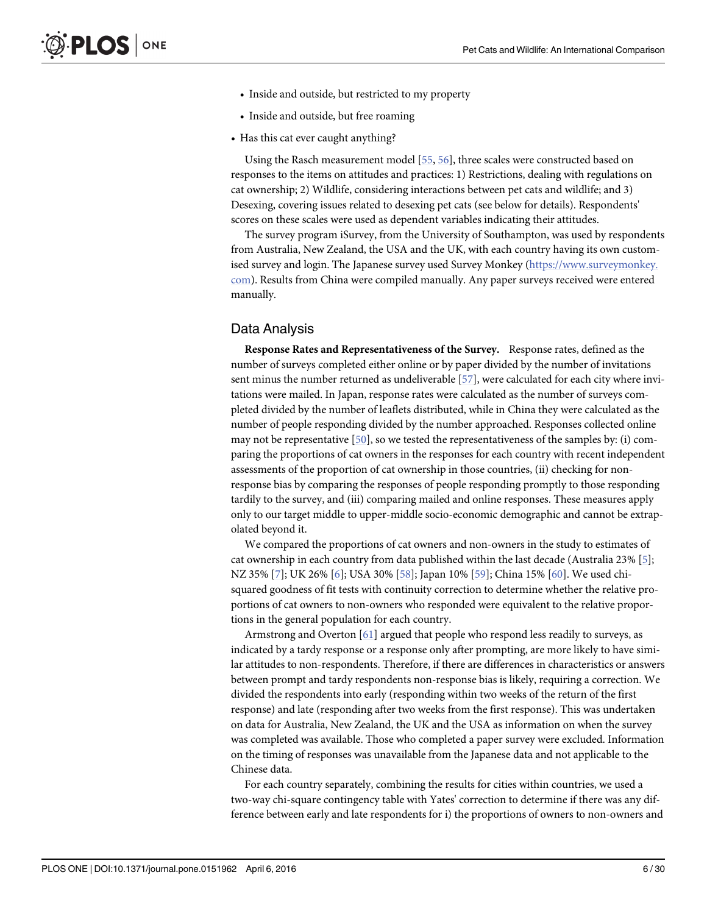- Inside and outside, but restricted to my property
- Inside and outside, but free roaming

- Has this cat ever caught anything?

Using the Rasch measurement model [55, 56], three scales were constructed based on responses to the items on attitudes and practices: 1) Restrictions, dealing with regulations on cat ownership; 2) Wildlife, considering interactions between pet cats and wildlife; and 3) Desexing, covering issues related to desexing pet cats (see below for details). Respondents' scores on these scales were used as dependent variables indicating their attitudes.

The survey program iSurvey, from the University of Southampton, was used by respondents from Australia, New Zealand, the USA and the UK, with each country having its own customised survey and login. The Japanese survey used Survey Monkey (https://www.surveymonkey.com). Results from China were compiled manually. Any paper surveys received were entered manually.

## Data Analysis

**Response Rates and Representativeness of the Survey.** Response rates, defined as the number of surveys completed either online or by paper divided by the number of invitations sent minus the number returned as undeliverable [57], were calculated for each city where invitations were mailed. In Japan, response rates were calculated as the number of surveys completed divided by the number of leaflets distributed, while in China they were calculated as the number of people responding divided by the number approached. Responses collected online may not be representative [50], so we tested the representativeness of the samples by: (i) comparing the proportions of cat owners in the responses for each country with recent independent assessments of the proportion of cat ownership in those countries, (ii) checking for non-response bias by comparing the responses of people responding promptly to those responding tardily to the survey, and (iii) comparing mailed and online responses. These measures apply only to our target middle to upper-middle socio-economic demographic and cannot be extrapolated beyond it.

We compared the proportions of cat owners and non-owners in the study to estimates of cat ownership in each country from data published within the last decade (Australia 23% [5]; NZ 35% [7]; UK 26% [6]; USA 30% [58]; Japan 10% [59]; China 15% [60]. We used chi-squared goodness of fit tests with continuity correction to determine whether the relative proportions of cat owners to non-owners who responded were equivalent to the relative proportions in the general population for each country.

Armstrong and Overton [61] argued that people who respond less readily to surveys, as indicated by a tardy response or a response only after prompting, are more likely to have similar attitudes to non-respondents. Therefore, if there are differences in characteristics or answers between prompt and tardy respondents non-response bias is likely, requiring a correction. We divided the respondents into early (responding within two weeks of the return of the first response) and late (responding after two weeks from the first response). This was undertaken on data for Australia, New Zealand, the UK and the USA as information on when the survey was completed was available. Those who completed a paper survey were excluded. Information on the timing of responses was unavailable from the Japanese data and not applicable to the Chinese data.

For each country separately, combining the results for cities within countries, we used a two-way chi-square contingency table with Yates' correction to determine if there was any difference between early and late respondents for i) the proportions of owners to non-owners and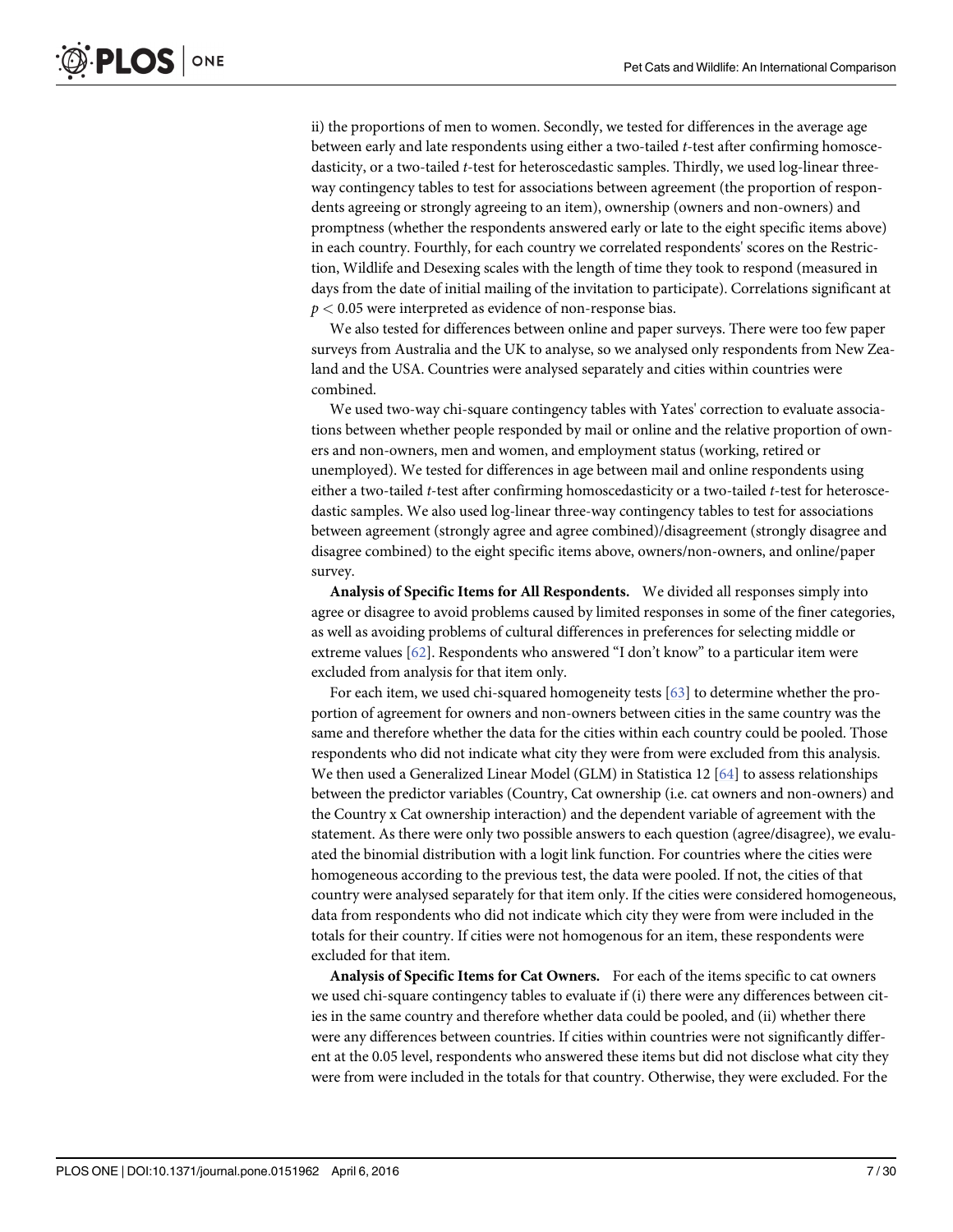ii) the proportions of men to women. Secondly, we tested for differences in the average age between early and late respondents using either a two-tailed *t*-test after confirming homoscedasticity, or a two-tailed *t*-test for heteroscedastic samples. Thirdly, we used log-linear three-way contingency tables to test for associations between agreement (the proportion of respondents agreeing or strongly agreeing to an item), ownership (owners and non-owners) and promptness (whether the respondents answered early or late to the eight specific items above) in each country. Fourthly, for each country we correlated respondents' scores on the Restriction, Wildlife and Desexing scales with the length of time they took to respond (measured in days from the date of initial mailing of the invitation to participate). Correlations significant at $p < 0.05$ were interpreted as evidence of non-response bias.

We also tested for differences between online and paper surveys. There were too few paper surveys from Australia and the UK to analyse, so we analysed only respondents from New Zealand and the USA. Countries were analysed separately and cities within countries were combined.

We used two-way chi-square contingency tables with Yates' correction to evaluate associations between whether people responded by mail or online and the relative proportion of owners and non-owners, men and women, and employment status (working, retired or unemployed). We tested for differences in age between mail and online respondents using either a two-tailed *t*-test after confirming homoscedasticity or a two-tailed *t*-test for heteroscedastic samples. We also used log-linear three-way contingency tables to test for associations between agreement (strongly agree and agree combined)/disagreement (strongly disagree and disagree combined) to the eight specific items above, owners/non-owners, and online/paper survey.

**Analysis of Specific Items for All Respondents.** We divided all responses simply into agree or disagree to avoid problems caused by limited responses in some of the finer categories, as well as avoiding problems of cultural differences in preferences for selecting middle or extreme values [62]. Respondents who answered "I don't know" to a particular item were excluded from analysis for that item only.

For each item, we used chi-squared homogeneity tests [63] to determine whether the proportion of agreement for owners and non-owners between cities in the same country was the same and therefore whether the data for the cities within each country could be pooled. Those respondents who did not indicate what city they were from were excluded from this analysis. We then used a Generalized Linear Model (GLM) in Statistica 12 [64] to assess relationships between the predictor variables (Country, Cat ownership (i.e. cat owners and non-owners) and the Country x Cat ownership interaction) and the dependent variable of agreement with the statement. As there were only two possible answers to each question (agree/disagree), we evaluated the binomial distribution with a logit link function. For countries where the cities were homogeneous according to the previous test, the data were pooled. If not, the cities of that country were analysed separately for that item only. If the cities were considered homogeneous, data from respondents who did not indicate which city they were from were included in the totals for their country. If cities were not homogenous for an item, these respondents were excluded for that item.

**Analysis of Specific Items for Cat Owners.** For each of the items specific to cat owners we used chi-square contingency tables to evaluate if (i) there were any differences between cities in the same country and therefore whether data could be pooled, and (ii) whether there were any differences between countries. If cities within countries were not significantly different at the 0.05 level, respondents who answered these items but did not disclose what city they were from were included in the totals for that country. Otherwise, they were excluded. For the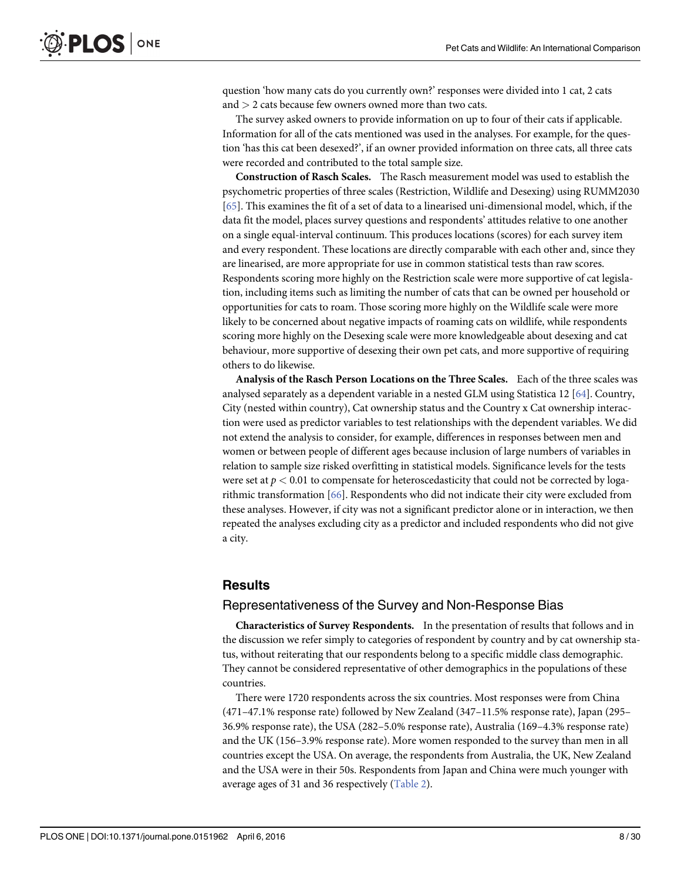question 'how many cats do you currently own?' responses were divided into 1 cat, 2 cats and > 2 cats because few owners owned more than two cats.

The survey asked owners to provide information on up to four of their cats if applicable. Information for all of the cats mentioned was used in the analyses. For example, for the question 'has this cat been desexed?', if an owner provided information on three cats, all three cats were recorded and contributed to the total sample size.

**Construction of Rasch Scales.** The Rasch measurement model was used to establish the psychometric properties of three scales (Restriction, Wildlife and Desexing) using RUMM2030 [65]. This examines the fit of a set of data to a linearised uni-dimensional model, which, if the data fit the model, places survey questions and respondents' attitudes relative to one another on a single equal-interval continuum. This produces locations (scores) for each survey item and every respondent. These locations are directly comparable with each other and, since they are linearised, are more appropriate for use in common statistical tests than raw scores. Respondents scoring more highly on the Restriction scale were more supportive of cat legislation, including items such as limiting the number of cats that can be owned per household or opportunities for cats to roam. Those scoring more highly on the Wildlife scale were more likely to be concerned about negative impacts of roaming cats on wildlife, while respondents scoring more highly on the Desexing scale were more knowledgeable about desexing and cat behaviour, more supportive of desexing their own pet cats, and more supportive of requiring others to do likewise.

**Analysis of the Rasch Person Locations on the Three Scales.** Each of the three scales was analysed separately as a dependent variable in a nested GLM using Statistica 12 [64]. Country, City (nested within country), Cat ownership status and the Country x Cat ownership interaction were used as predictor variables to test relationships with the dependent variables. We did not extend the analysis to consider, for example, differences in responses between men and women or between people of different ages because inclusion of large numbers of variables in relation to sample size risked overfitting in statistical models. Significance levels for the tests were set at $p < 0.01$ to compensate for heteroscedasticity that could not be corrected by logarithmic transformation [66]. Respondents who did not indicate their city were excluded from these analyses. However, if city was not a significant predictor alone or in interaction, we then repeated the analyses excluding city as a predictor and included respondents who did not give a city.

## Results

### Representativeness of the Survey and Non-Response Bias

**Characteristics of Survey Respondents.** In the presentation of results that follows and in the discussion we refer simply to categories of respondent by country and by cat ownership status, without reiterating that our respondents belong to a specific middle class demographic. They cannot be considered representative of other demographics in the populations of these countries.

There were 1720 respondents across the six countries. Most responses were from China (471–47.1% response rate) followed by New Zealand (347–11.5% response rate), Japan (295–36.9% response rate), the USA (282–5.0% response rate), Australia (169–4.3% response rate) and the UK (156–3.9% response rate). More women responded to the survey than men in all countries except the USA. On average, the respondents from Australia, the UK, New Zealand and the USA were in their 50s. Respondents from Japan and China were much younger with average ages of 31 and 36 respectively (Table 2).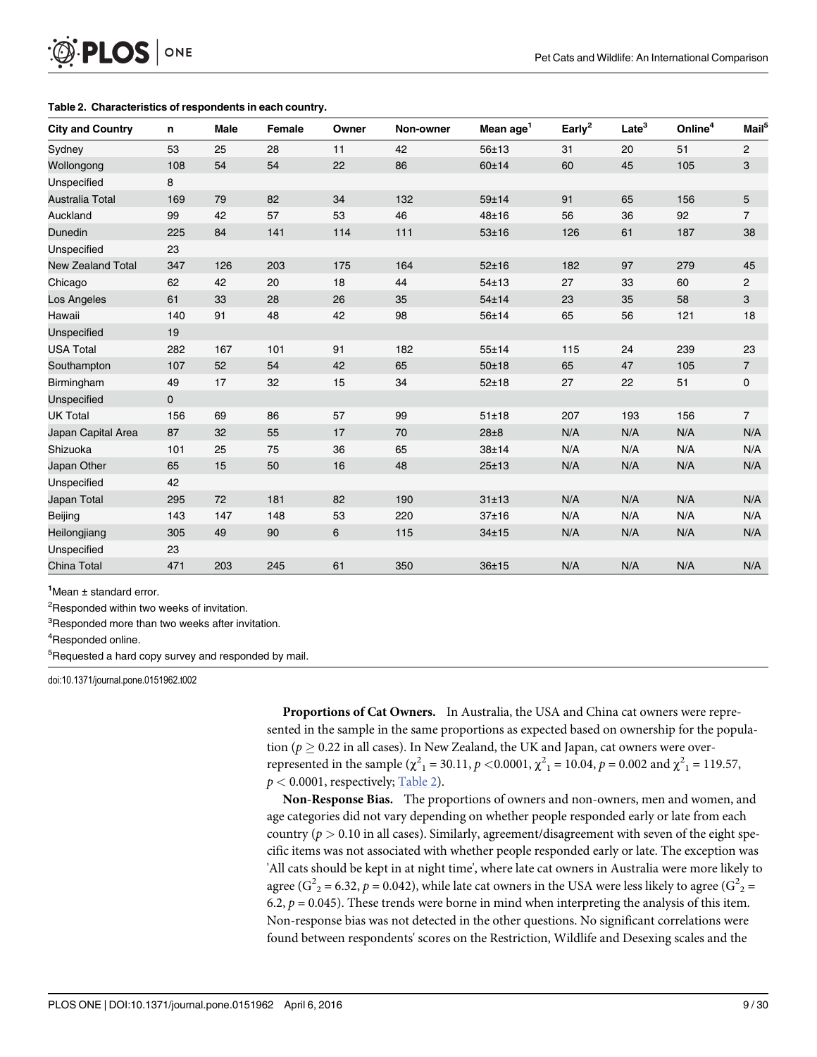**Table 2. Characteristics of respondents in each country.**

| City and Country | n | Male | Female | Owner | Non-owner | Mean age[1] | Early[2] | Late[3] | Online[4] | Mail[5] |
|---|---|---|---|---|---|---|---|---|---|---|
| Sydney | 53 | 25 | 28 | 11 | 42 | 56±13 | 31 | 20 | 51 | 2 |
| Wollongong | 108 | 54 | 54 | 22 | 86 | 60±14 | 60 | 45 | 105 | 3 |
| Unspecified | 8 | | | | | | | | | |
| Australia Total | 169 | 79 | 82 | 34 | 132 | 59±14 | 91 | 65 | 156 | 5 |
| Auckland | 99 | 42 | 57 | 53 | 46 | 48±16 | 56 | 36 | 92 | 7 |
| Dunedin | 225 | 84 | 141 | 114 | 111 | 53±16 | 126 | 61 | 187 | 38 |
| Unspecified | 23 | | | | | | | | | |
| New Zealand Total | 347 | 126 | 203 | 175 | 164 | 52±16 | 182 | 97 | 279 | 45 |
| Chicago | 62 | 42 | 20 | 18 | 44 | 54±13 | 27 | 33 | 60 | 2 |
| Los Angeles | 61 | 33 | 28 | 26 | 35 | 54±14 | 23 | 35 | 58 | 3 |
| Hawaii | 140 | 91 | 48 | 42 | 98 | 56±14 | 65 | 56 | 121 | 18 |
| Unspecified | 19 | | | | | | | | | |
| USA Total | 282 | 167 | 101 | 91 | 182 | 55±14 | 115 | 24 | 239 | 23 |
| Southampton | 107 | 52 | 54 | 42 | 65 | 50±18 | 65 | 47 | 105 | 7 |
| Birmingham | 49 | 17 | 32 | 15 | 34 | 52±18 | 27 | 22 | 51 | 0 |
| Unspecified | 0 | | | | | | | | | |
| UK Total | 156 | 69 | 86 | 57 | 99 | 51±18 | 207 | 193 | 156 | 7 |
| Japan Capital Area | 87 | 32 | 55 | 17 | 70 | 28±8 | N/A | N/A | N/A | N/A |
| Shizuoka | 101 | 25 | 75 | 36 | 65 | 38±14 | N/A | N/A | N/A | N/A |
| Japan Other | 65 | 15 | 50 | 16 | 48 | 25±13 | N/A | N/A | N/A | N/A |
| Unspecified | 42 | | | | | | | | | |
| Japan Total | 295 | 72 | 181 | 82 | 190 | 31±13 | N/A | N/A | N/A | N/A |
| Beijing | 143 | 147 | 148 | 53 | 220 | 37±16 | N/A | N/A | N/A | N/A |
| Heilongjiang | 305 | 49 | 90 | 6 | 115 | 34±15 | N/A | N/A | N/A | N/A |
| Unspecified | 23 | | | | | | | | | |
| China Total | 471 | 203 | 245 | 61 | 350 | 36±15 | N/A | N/A | N/A | N/A |

[1]Mean ± standard error.

[2]Responded within two weeks of invitation.

[3]Responded more than two weeks after invitation.

[4]Responded online.

[5]Requested a hard copy survey and responded by mail.

doi:10.1371/journal.pone.0151962.t002

**Proportions of Cat Owners.** In Australia, the USA and China cat owners were represented in the sample in the same proportions as expected based on ownership for the population ($p \geq 0.22$ in all cases). In New Zealand, the UK and Japan, cat owners were over-represented in the sample ($\chi^2_1 = 30.11$, $p < 0.0001$, $\chi^2_1 = 10.04$, $p = 0.002$ and $\chi^2_1 = 119.57$, $p < 0.0001$, respectively; Table 2).

**Non-Response Bias.** The proportions of owners and non-owners, men and women, and age categories did not vary depending on whether people responded early or late from each country ($p > 0.10$ in all cases). Similarly, agreement/disagreement with seven of the eight specific items was not associated with whether people responded early or late. The exception was 'All cats should be kept in at night time', where late cat owners in Australia were more likely to agree ($G^2_2 = 6.32$, $p = 0.042$), while late cat owners in the USA were less likely to agree ($G^2_2 = 6.2$, $p = 0.045$). These trends were borne in mind when interpreting the analysis of this item. Non-response bias was not detected in the other questions. No significant correlations were found between respondents' scores on the Restriction, Wildlife and Desexing scales and the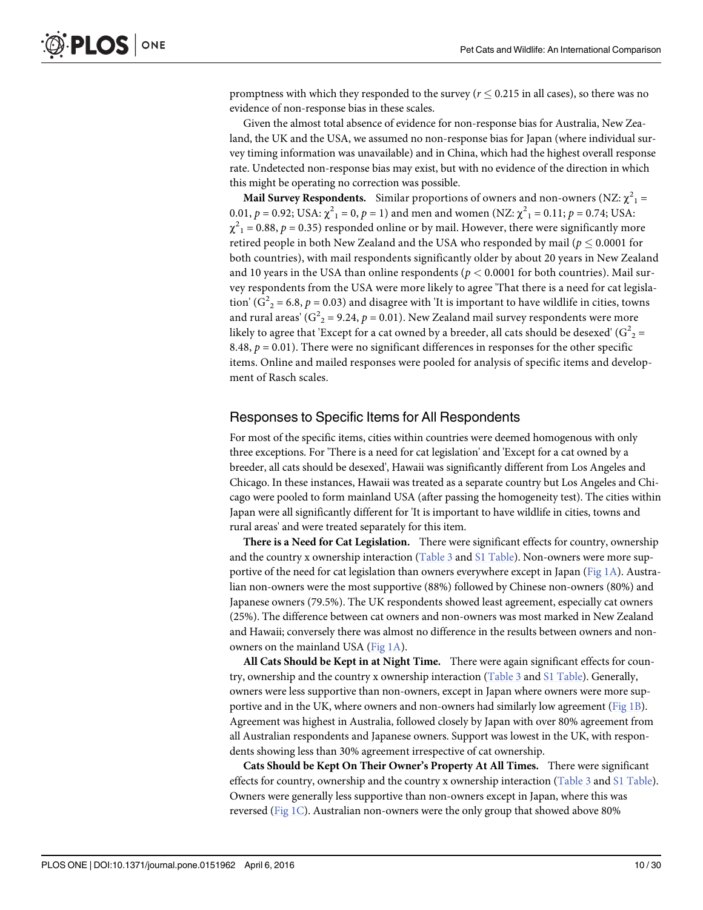promptness with which they responded to the survey ($r \leq 0.215$ in all cases), so there was no evidence of non-response bias in these scales.

Given the almost total absence of evidence for non-response bias for Australia, New Zealand, the UK and the USA, we assumed no non-response bias for Japan (where individual survey timing information was unavailable) and in China, which had the highest overall response rate. Undetected non-response bias may exist, but with no evidence of the direction in which this might be operating no correction was possible.

**Mail Survey Respondents.** Similar proportions of owners and non-owners (NZ: $\chi^2_1 = 0.01$, $p = 0.92$; USA: $\chi^2_1 = 0$, $p = 1$) and men and women (NZ: $\chi^2_1 = 0.11$; $p = 0.74$; USA: $\chi^2_1 = 0.88$, $p = 0.35$) responded online or by mail. However, there were significantly more retired people in both New Zealand and the USA who responded by mail ($p \leq 0.0001$ for both countries), with mail respondents significantly older by about 20 years in New Zealand and 10 years in the USA than online respondents ($p < 0.0001$ for both countries). Mail survey respondents from the USA were more likely to agree 'That there is a need for cat legislation' ($G^2_2 = 6.8$, $p = 0.03$) and disagree with 'It is important to have wildlife in cities, towns and rural areas' ($G^2_2 = 9.24$, $p = 0.01$). New Zealand mail survey respondents were more likely to agree that 'Except for a cat owned by a breeder, all cats should be desexed' ($G^2_2 = 8.48$, $p = 0.01$). There were no significant differences in responses for the other specific items. Online and mailed responses were pooled for analysis of specific items and development of Rasch scales.

## Responses to Specific Items for All Respondents

For most of the specific items, cities within countries were deemed homogenous with only three exceptions. For 'There is a need for cat legislation' and 'Except for a cat owned by a breeder, all cats should be desexed', Hawaii was significantly different from Los Angeles and Chicago. In these instances, Hawaii was treated as a separate country but Los Angeles and Chicago were pooled to form mainland USA (after passing the homogeneity test). The cities within Japan were all significantly different for 'It is important to have wildlife in cities, towns and rural areas' and were treated separately for this item.

**There is a Need for Cat Legislation.** There were significant effects for country, ownership and the country x ownership interaction (Table 3 and S1 Table). Non-owners were more supportive of the need for cat legislation than owners everywhere except in Japan (Fig 1A). Australian non-owners were the most supportive (88%) followed by Chinese non-owners (80%) and Japanese owners (79.5%). The UK respondents showed least agreement, especially cat owners (25%). The difference between cat owners and non-owners was most marked in New Zealand and Hawaii; conversely there was almost no difference in the results between owners and non-owners on the mainland USA (Fig 1A).

**All Cats Should be Kept in at Night Time.** There were again significant effects for country, ownership and the country x ownership interaction (Table 3 and S1 Table). Generally, owners were less supportive than non-owners, except in Japan where owners were more supportive and in the UK, where owners and non-owners had similarly low agreement (Fig 1B). Agreement was highest in Australia, followed closely by Japan with over 80% agreement from all Australian respondents and Japanese owners. Support was lowest in the UK, with respondents showing less than 30% agreement irrespective of cat ownership.

**Cats Should be Kept On Their Owner's Property At All Times.** There were significant effects for country, ownership and the country x ownership interaction (Table 3 and S1 Table). Owners were generally less supportive than non-owners except in Japan, where this was reversed (Fig 1C). Australian non-owners were the only group that showed above 80%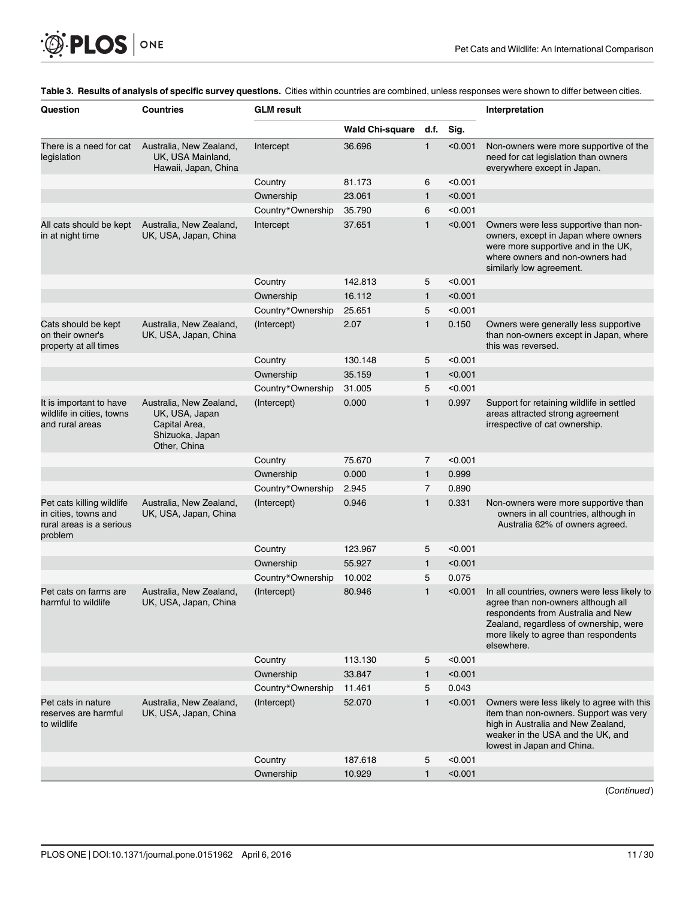**Table 3. Results of analysis of specific survey questions.** Cities within countries are combined, unless responses were shown to differ between cities.

| Question | Countries | GLM result | | | | Interpretation |
|---|---|---|---|---|---|---|
| | | | Wald Chi-square | d.f. | Sig. | |
| There is a need for cat legislation | Australia, New Zealand, UK, USA Mainland, Hawaii, Japan, China | Intercept | 36.696 | 1 | <0.001 | Non-owners were more supportive of the need for cat legislation than owners everywhere except in Japan. |
| | | Country | 81.173 | 6 | <0.001 | |
| | | Ownership | 23.061 | 1 | <0.001 | |
| | | Country*Ownership | 35.790 | 6 | <0.001 | |
| All cats should be kept in at night time | Australia, New Zealand, UK, USA, Japan, China | Intercept | 37.651 | 1 | <0.001 | Owners were less supportive than non-owners, except in Japan where owners were more supportive and in the UK, where owners and non-owners had similarly low agreement. |
| | | Country | 142.813 | 5 | <0.001 | |
| | | Ownership | 16.112 | 1 | <0.001 | |
| | | Country*Ownership | 25.651 | 5 | <0.001 | |
| Cats should be kept on their owner's property at all times | Australia, New Zealand, UK, USA, Japan, China | (Intercept) | 2.07 | 1 | 0.150 | Owners were generally less supportive than non-owners except in Japan, where this was reversed. |
| | | Country | 130.148 | 5 | <0.001 | |
| | | Ownership | 35.159 | 1 | <0.001 | |
| | | Country*Ownership | 31.005 | 5 | <0.001 | |
| It is important to have wildlife in cities, towns and rural areas | Australia, New Zealand, UK, USA, Japan Capital Area, Shizuoka, Japan Other, China | (Intercept) | 0.000 | 1 | 0.997 | Support for retaining wildlife in settled areas attracted strong agreement irrespective of cat ownership. |
| | | Country | 75.670 | 7 | <0.001 | |
| | | Ownership | 0.000 | 1 | 0.999 | |
| | | Country*Ownership | 2.945 | 7 | 0.890 | |
| Pet cats killing wildlife in cities, towns and rural areas is a serious problem | Australia, New Zealand, UK, USA, Japan, China | (Intercept) | 0.946 | 1 | 0.331 | Non-owners were more supportive than owners in all countries, although in Australia 62% of owners agreed. |
| | | Country | 123.967 | 5 | <0.001 | |
| | | Ownership | 55.927 | 1 | <0.001 | |
| | | Country*Ownership | 10.002 | 5 | 0.075 | |
| Pet cats on farms are harmful to wildlife | Australia, New Zealand, UK, USA, Japan, China | (Intercept) | 80.946 | 1 | <0.001 | In all countries, owners were less likely to agree than non-owners although all respondents from Australia and New Zealand, regardless of ownership, were more likely to agree than respondents elsewhere. |
| | | Country | 113.130 | 5 | <0.001 | |
| | | Ownership | 33.847 | 1 | <0.001 | |
| | | Country*Ownership | 11.461 | 5 | 0.043 | |
| Pet cats in nature reserves are harmful to wildlife | Australia, New Zealand, UK, USA, Japan, China | (Intercept) | 52.070 | 1 | <0.001 | Owners were less likely to agree with this item than non-owners. Support was very high in Australia and New Zealand, weaker in the USA and the UK, and lowest in Japan and China. |
| | | Country | 187.618 | 5 | <0.001 | |
| | | Ownership | 10.929 | 1 | <0.001 | |

(*Continued*)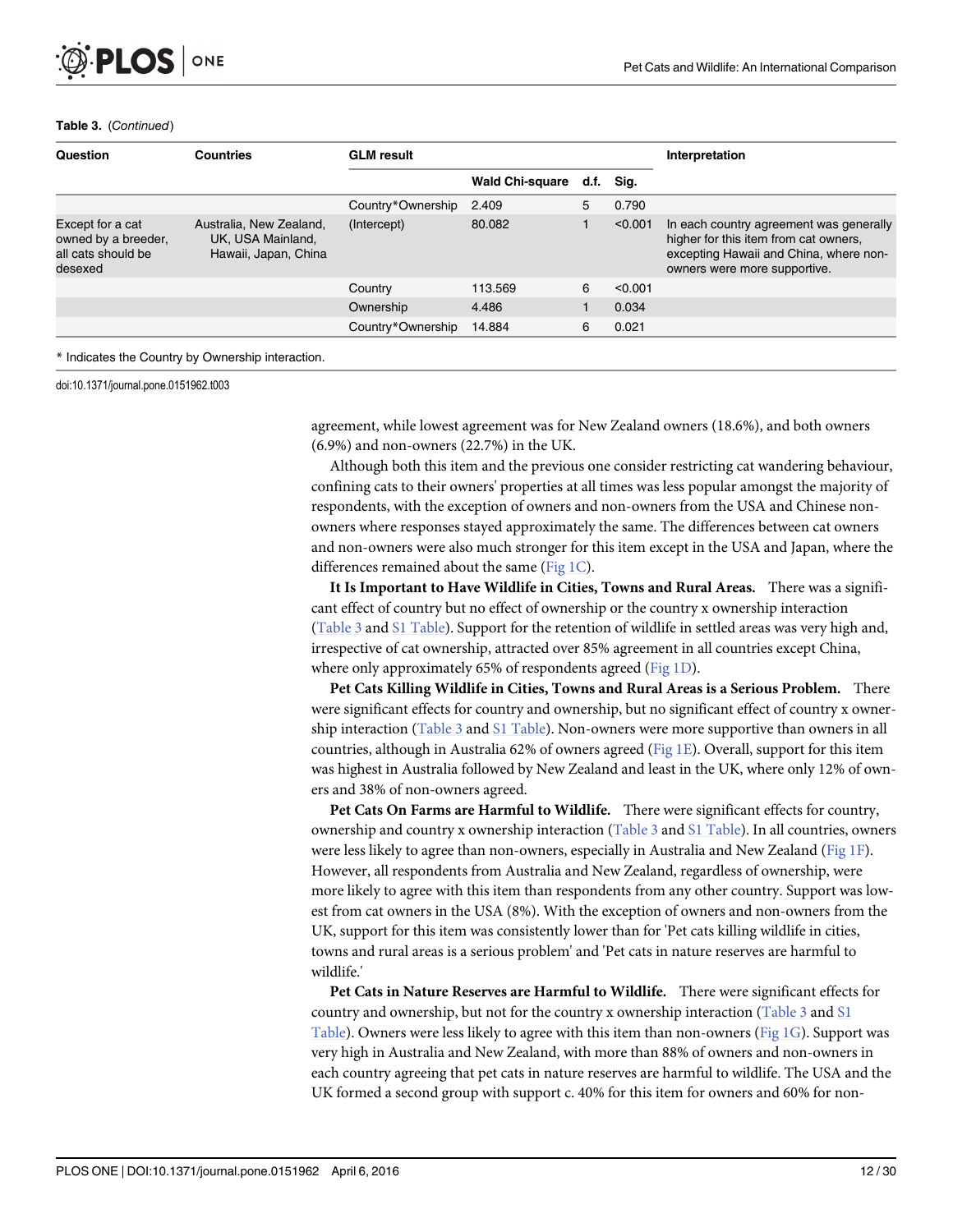**Table 3.** (*Continued*)

| Question | Countries | GLM result | | | | Interpretation |
|---|---|---|---|---|---|---|
| | | | Wald Chi-square | d.f. | Sig. | |
| | | Country*Ownership | 2.409 | 5 | 0.790 | |
| Except for a cat owned by a breeder, all cats should be desexed | Australia, New Zealand, UK, USA Mainland, Hawaii, Japan, China | (Intercept) | 80.082 | 1 | <0.001 | In each country agreement was generally higher for this item from cat owners, excepting Hawaii and China, where non-owners were more supportive. |
| | | Country | 113.569 | 6 | <0.001 | |
| | | Ownership | 4.486 | 1 | 0.034 | |
| | | Country*Ownership | 14.884 | 6 | 0.021 | |

* Indicates the Country by Ownership interaction.

doi:10.1371/journal.pone.0151962.t003

agreement, while lowest agreement was for New Zealand owners (18.6%), and both owners (6.9%) and non-owners (22.7%) in the UK.

Although both this item and the previous one consider restricting cat wandering behaviour, confining cats to their owners' properties at all times was less popular amongst the majority of respondents, with the exception of owners and non-owners from the USA and Chinese non-owners where responses stayed approximately the same. The differences between cat owners and non-owners were also much stronger for this item except in the USA and Japan, where the differences remained about the same (Fig 1C).

**It Is Important to Have Wildlife in Cities, Towns and Rural Areas.** There was a significant effect of country but no effect of ownership or the country x ownership interaction (Table 3 and S1 Table). Support for the retention of wildlife in settled areas was very high and, irrespective of cat ownership, attracted over 85% agreement in all countries except China, where only approximately 65% of respondents agreed (Fig 1D).

**Pet Cats Killing Wildlife in Cities, Towns and Rural Areas is a Serious Problem.** There were significant effects for country and ownership, but no significant effect of country x ownership interaction (Table 3 and S1 Table). Non-owners were more supportive than owners in all countries, although in Australia 62% of owners agreed (Fig 1E). Overall, support for this item was highest in Australia followed by New Zealand and least in the UK, where only 12% of owners and 38% of non-owners agreed.

**Pet Cats On Farms are Harmful to Wildlife.** There were significant effects for country, ownership and country x ownership interaction (Table 3 and S1 Table). In all countries, owners were less likely to agree than non-owners, especially in Australia and New Zealand (Fig 1F). However, all respondents from Australia and New Zealand, regardless of ownership, were more likely to agree with this item than respondents from any other country. Support was lowest from cat owners in the USA (8%). With the exception of owners and non-owners from the UK, support for this item was consistently lower than for 'Pet cats killing wildlife in cities, towns and rural areas is a serious problem' and 'Pet cats in nature reserves are harmful to wildlife.'

**Pet Cats in Nature Reserves are Harmful to Wildlife.** There were significant effects for country and ownership, but not for the country x ownership interaction (Table 3 and S1 Table). Owners were less likely to agree with this item than non-owners (Fig 1G). Support was very high in Australia and New Zealand, with more than 88% of owners and non-owners in each country agreeing that pet cats in nature reserves are harmful to wildlife. The USA and the UK formed a second group with support c. 40% for this item for owners and 60% for non-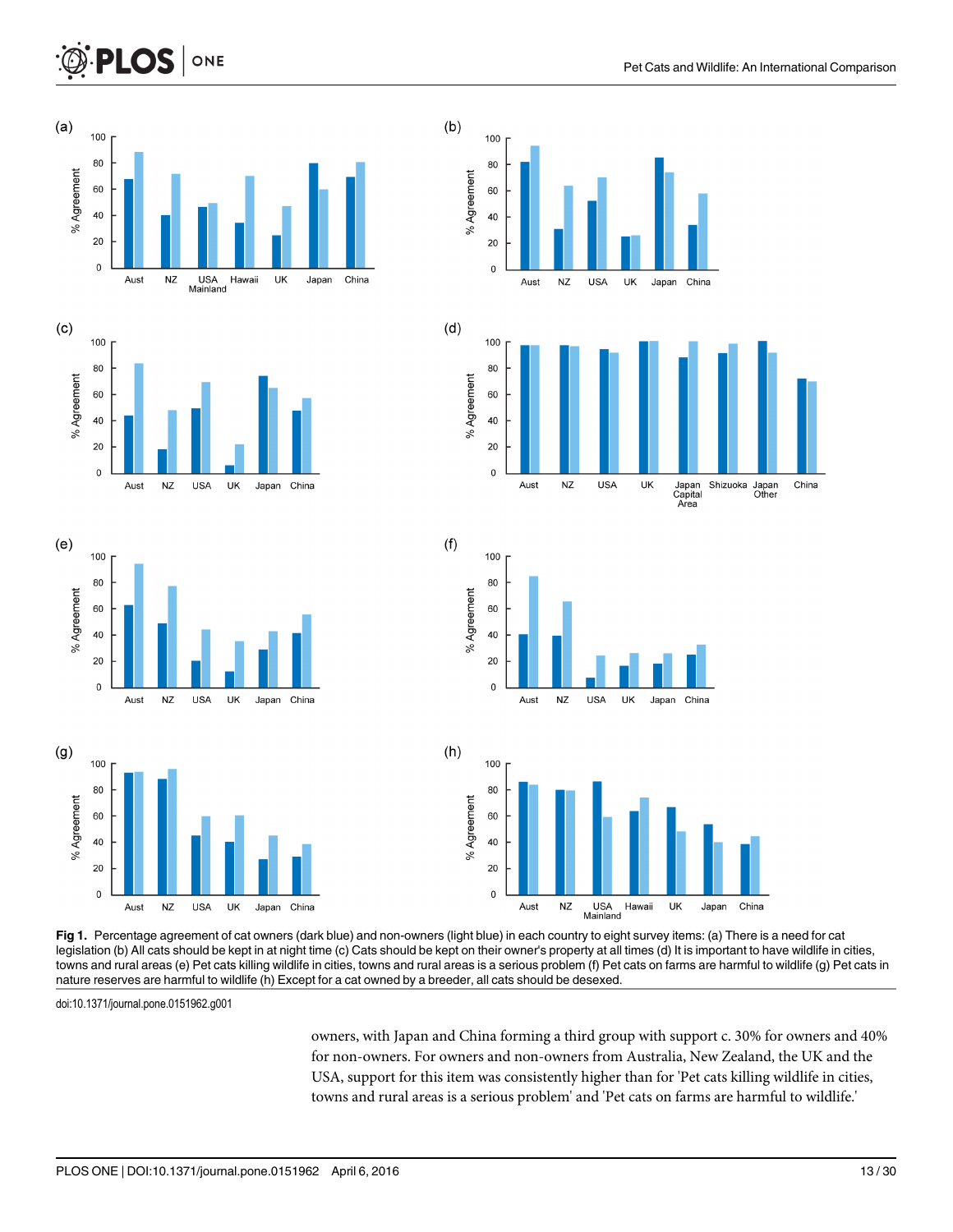**Fig 1.** Percentage agreement of cat owners (dark blue) and non-owners (light blue) in each country to eight survey items: (a) There is a need for cat legislation (b) All cats should be kept in at night time (c) Cats should be kept on their owner's property at all times (d) It is important to have wildlife in cities, towns and rural areas (e) Pet cats killing wildlife in cities, towns and rural areas is a serious problem (f) Pet cats on farms are harmful to wildlife (g) Pet cats in nature reserves are harmful to wildlife (h) Except for a cat owned by a breeder, all cats should be desexed.

doi:10.1371/journal.pone.0151962.g001

owners, with Japan and China forming a third group with support c. 30% for owners and 40% for non-owners. For owners and non-owners from Australia, New Zealand, the UK and the USA, support for this item was consistently higher than for 'Pet cats killing wildlife in cities, towns and rural areas is a serious problem' and 'Pet cats on farms are harmful to wildlife.'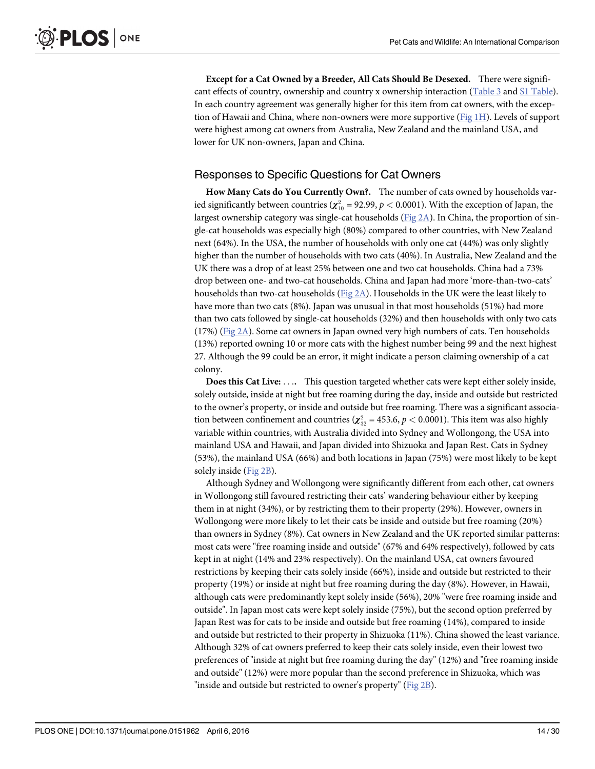**Except for a Cat Owned by a Breeder, All Cats Should Be Desexed.** There were significant effects of country, ownership and country x ownership interaction (Table 3 and S1 Table). In each country agreement was generally higher for this item from cat owners, with the exception of Hawaii and China, where non-owners were more supportive (Fig 1H). Levels of support were highest among cat owners from Australia, New Zealand and the mainland USA, and lower for UK non-owners, Japan and China.

## Responses to Specific Questions for Cat Owners

**How Many Cats do You Currently Own?.** The number of cats owned by households varied significantly between countries ($\chi^2_{10} = 92.99$, $p < 0.0001$). With the exception of Japan, the largest ownership category was single-cat households (Fig 2A). In China, the proportion of single-cat households was especially high (80%) compared to other countries, with New Zealand next (64%). In the USA, the number of households with only one cat (44%) was only slightly higher than the number of households with two cats (40%). In Australia, New Zealand and the UK there was a drop of at least 25% between one and two cat households. China had a 73% drop between one- and two-cat households. China and Japan had more 'more-than-two-cats' households than two-cat households (Fig 2A). Households in the UK were the least likely to have more than two cats (8%). Japan was unusual in that most households (51%) had more than two cats followed by single-cat households (32%) and then households with only two cats (17%) (Fig 2A). Some cat owners in Japan owned very high numbers of cats. Ten households (13%) reported owning 10 or more cats with the highest number being 99 and the next highest 27. Although the 99 could be an error, it might indicate a person claiming ownership of a cat colony.

**Does this Cat Live: . . ..** This question targeted whether cats were kept either solely inside, solely outside, inside at night but free roaming during the day, inside and outside but restricted to the owner's property, or inside and outside but free roaming. There was a significant association between confinement and countries ($\chi^2_{32} = 453.6$, $p < 0.0001$). This item was also highly variable within countries, with Australia divided into Sydney and Wollongong, the USA into mainland USA and Hawaii, and Japan divided into Shizuoka and Japan Rest. Cats in Sydney (53%), the mainland USA (66%) and both locations in Japan (75%) were most likely to be kept solely inside (Fig 2B).

Although Sydney and Wollongong were significantly different from each other, cat owners in Wollongong still favoured restricting their cats' wandering behaviour either by keeping them in at night (34%), or by restricting them to their property (29%). However, owners in Wollongong were more likely to let their cats be inside and outside but free roaming (20%) than owners in Sydney (8%). Cat owners in New Zealand and the UK reported similar patterns: most cats were "free roaming inside and outside" (67% and 64% respectively), followed by cats kept in at night (14% and 23% respectively). On the mainland USA, cat owners favoured restrictions by keeping their cats solely inside (66%), inside and outside but restricted to their property (19%) or inside at night but free roaming during the day (8%). However, in Hawaii, although cats were predominantly kept solely inside (56%), 20% "were free roaming inside and outside". In Japan most cats were kept solely inside (75%), but the second option preferred by Japan Rest was for cats to be inside and outside but free roaming (14%), compared to inside and outside but restricted to their property in Shizuoka (11%). China showed the least variance. Although 32% of cat owners preferred to keep their cats solely inside, even their lowest two preferences of "inside at night but free roaming during the day" (12%) and "free roaming inside and outside" (12%) were more popular than the second preference in Shizuoka, which was "inside and outside but restricted to owner's property" (Fig 2B).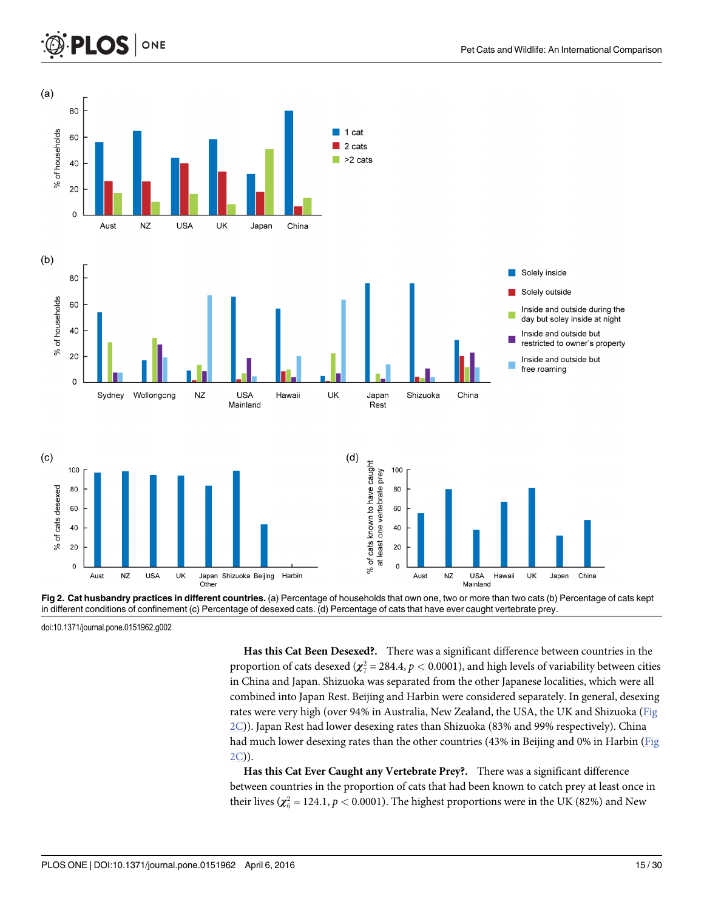Fig 2. Cat husbandry practices in different countries. (a) Percentage of households that own one, two or more than two cats (b) Percentage of cats kept in different conditions of confinement (c) Percentage of desexed cats. (d) Percentage of cats that have ever caught vertebrate prey.

doi:10.1371/journal.pone.0151962.g002

**Has this Cat Been Desexed?.** There was a significant difference between countries in the proportion of cats desexed ($\chi^2_7 = 284.4$, $p < 0.0001$), and high levels of variability between cities in China and Japan. Shizuoka was separated from the other Japanese localities, which were all combined into Japan Rest. Beijing and Harbin were considered separately. In general, desexing rates were very high (over 94% in Australia, New Zealand, the USA, the UK and Shizuoka (Fig 2C)). Japan Rest had lower desexing rates than Shizuoka (83% and 99% respectively). China had much lower desexing rates than the other countries (43% in Beijing and 0% in Harbin (Fig 2C)).

**Has this Cat Ever Caught any Vertebrate Prey?.** There was a significant difference between countries in the proportion of cats that had been known to catch prey at least once in their lives ($\chi^2_6 = 124.1$, $p < 0.0001$). The highest proportions were in the UK (82%) and New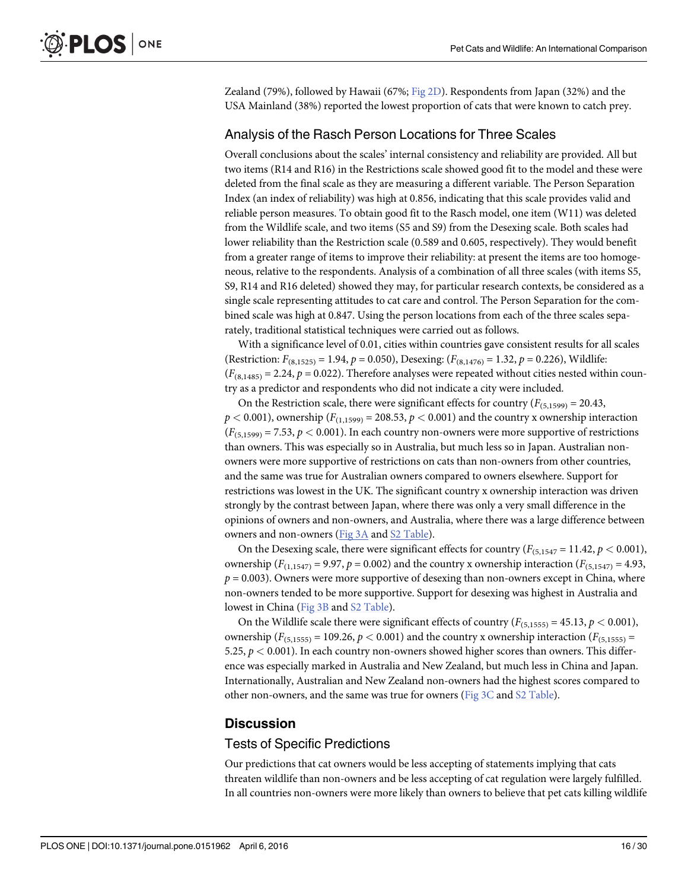Zealand (79%), followed by Hawaii (67%; Fig 2D). Respondents from Japan (32%) and the USA Mainland (38%) reported the lowest proportion of cats that were known to catch prey.

## Analysis of the Rasch Person Locations for Three Scales

Overall conclusions about the scales' internal consistency and reliability are provided. All but two items (R14 and R16) in the Restrictions scale showed good fit to the model and these were deleted from the final scale as they are measuring a different variable. The Person Separation Index (an index of reliability) was high at 0.856, indicating that this scale provides valid and reliable person measures. To obtain good fit to the Rasch model, one item (W11) was deleted from the Wildlife scale, and two items (S5 and S9) from the Desexing scale. Both scales had lower reliability than the Restriction scale (0.589 and 0.605, respectively). They would benefit from a greater range of items to improve their reliability: at present the items are too homogeneous, relative to the respondents. Analysis of a combination of all three scales (with items S5, S9, R14 and R16 deleted) showed they may, for particular research contexts, be considered as a single scale representing attitudes to cat care and control. The Person Separation for the combined scale was high at 0.847. Using the person locations from each of the three scales separately, traditional statistical techniques were carried out as follows.

With a significance level of 0.01, cities within countries gave consistent results for all scales (Restriction: $F_{(8,1525)} = 1.94$, $p = 0.050$), Desexing: ($F_{(8,1476)} = 1.32$, $p = 0.226$), Wildlife: ($F_{(8,1485)} = 2.24$, $p = 0.022$). Therefore analyses were repeated without cities nested within country as a predictor and respondents who did not indicate a city were included.

On the Restriction scale, there were significant effects for country ($F_{(5,1599)} = 20.43$, $p < 0.001$), ownership ($F_{(1,1599)} = 208.53$, $p < 0.001$) and the country x ownership interaction ($F_{(5,1599)} = 7.53$, $p < 0.001$). In each country non-owners were more supportive of restrictions than owners. This was especially so in Australia, but much less so in Japan. Australian non-owners were more supportive of restrictions on cats than non-owners from other countries, and the same was true for Australian owners compared to owners elsewhere. Support for restrictions was lowest in the UK. The significant country x ownership interaction was driven strongly by the contrast between Japan, where there was only a very small difference in the opinions of owners and non-owners, and Australia, where there was a large difference between owners and non-owners (Fig 3A and S2 Table).

On the Desexing scale, there were significant effects for country ($F_{(5,1547} = 11.42$, $p < 0.001$), ownership ($F_{(1,1547)} = 9.97$, $p = 0.002$) and the country x ownership interaction ($F_{(5,1547)} = 4.93$, $p = 0.003$). Owners were more supportive of desexing than non-owners except in China, where non-owners tended to be more supportive. Support for desexing was highest in Australia and lowest in China (Fig 3B and S2 Table).

On the Wildlife scale there were significant effects of country ($F_{(5,1555)} = 45.13$, $p < 0.001$), ownership ($F_{(5,1555)} = 109.26$, $p < 0.001$) and the country x ownership interaction ($F_{(5,1555)} = 5.25$, $p < 0.001$). In each country non-owners showed higher scores than owners. This difference was especially marked in Australia and New Zealand, but much less in China and Japan. Internationally, Australian and New Zealand non-owners had the highest scores compared to other non-owners, and the same was true for owners (Fig 3C and S2 Table).

# Discussion

## Tests of Specific Predictions

Our predictions that cat owners would be less accepting of statements implying that cats threaten wildlife than non-owners and be less accepting of cat regulation were largely fulfilled. In all countries non-owners were more likely than owners to believe that pet cats killing wildlife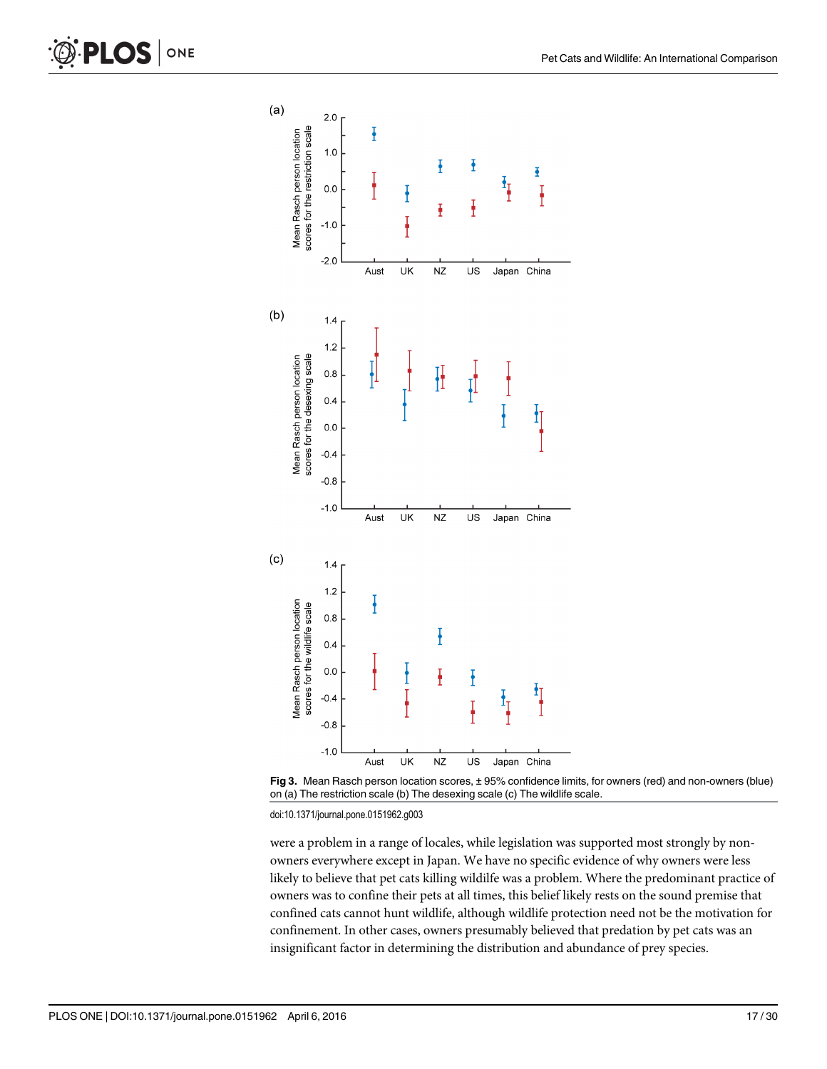Fig 3. Mean Rasch person location scores, ± 95% confidence limits, for owners (red) and non-owners (blue) on (a) The restriction scale (b) The desexing scale (c) The wildlife scale.

doi:10.1371/journal.pone.0151962.g003

were a problem in a range of locales, while legislation was supported most strongly by non-owners everywhere except in Japan. We have no specific evidence of why owners were less likely to believe that pet cats killing wildlife was a problem. Where the predominant practice of owners was to confine their pets at all times, this belief likely rests on the sound premise that confined cats cannot hunt wildlife, although wildlife protection need not be the motivation for confinement. In other cases, owners presumably believed that predation by pet cats was an insignificant factor in determining the distribution and abundance of prey species.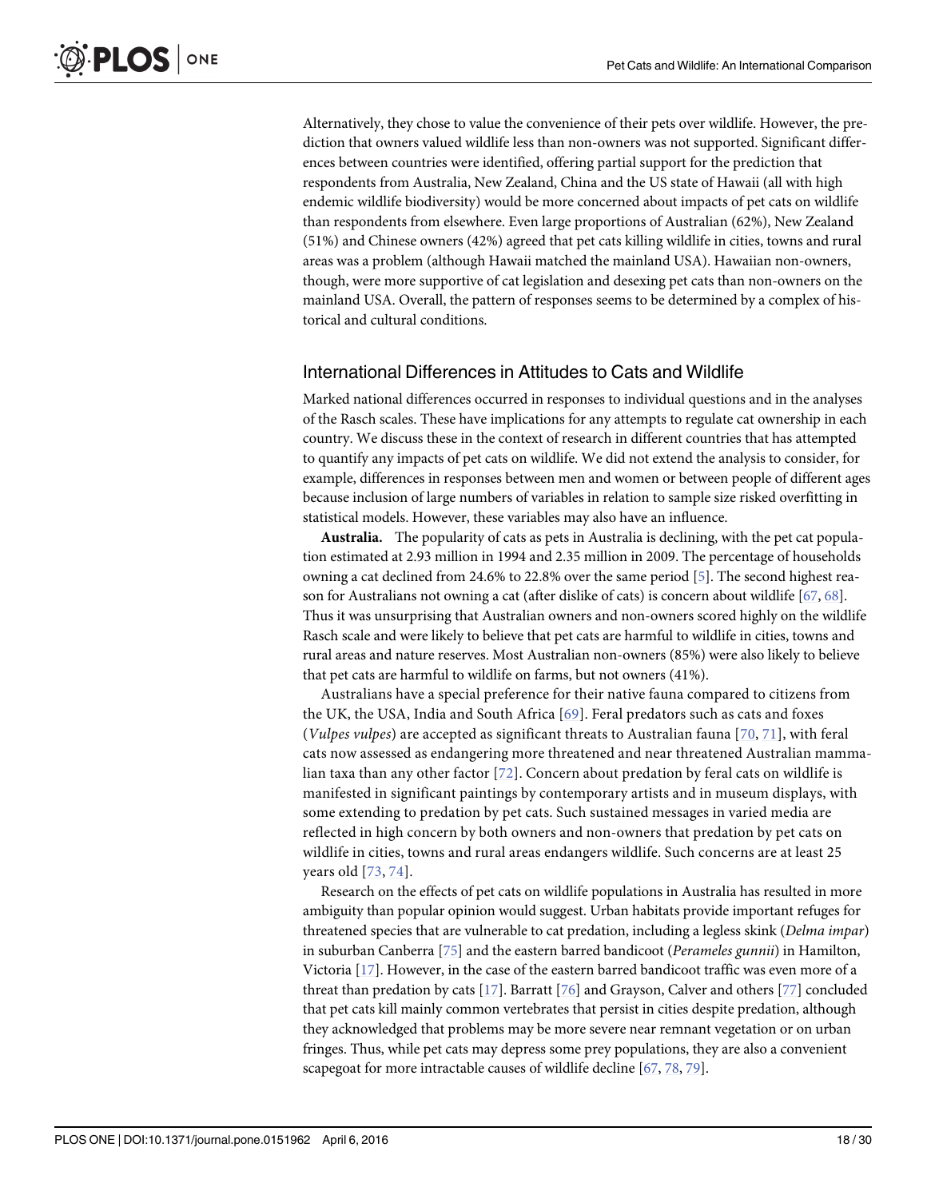Alternatively, they chose to value the convenience of their pets over wildlife. However, the prediction that owners valued wildlife less than non-owners was not supported. Significant differences between countries were identified, offering partial support for the prediction that respondents from Australia, New Zealand, China and the US state of Hawaii (all with high endemic wildlife biodiversity) would be more concerned about impacts of pet cats on wildlife than respondents from elsewhere. Even large proportions of Australian (62%), New Zealand (51%) and Chinese owners (42%) agreed that pet cats killing wildlife in cities, towns and rural areas was a problem (although Hawaii matched the mainland USA). Hawaiian non-owners, though, were more supportive of cat legislation and desexing pet cats than non-owners on the mainland USA. Overall, the pattern of responses seems to be determined by a complex of historical and cultural conditions.

## International Differences in Attitudes to Cats and Wildlife

Marked national differences occurred in responses to individual questions and in the analyses of the Rasch scales. These have implications for any attempts to regulate cat ownership in each country. We discuss these in the context of research in different countries that has attempted to quantify any impacts of pet cats on wildlife. We did not extend the analysis to consider, for example, differences in responses between men and women or between people of different ages because inclusion of large numbers of variables in relation to sample size risked overfitting in statistical models. However, these variables may also have an influence.

**Australia.** The popularity of cats as pets in Australia is declining, with the pet cat population estimated at 2.93 million in 1994 and 2.35 million in 2009. The percentage of households owning a cat declined from 24.6% to 22.8% over the same period [5]. The second highest reason for Australians not owning a cat (after dislike of cats) is concern about wildlife [67, 68]. Thus it was unsurprising that Australian owners and non-owners scored highly on the wildlife Rasch scale and were likely to believe that pet cats are harmful to wildlife in cities, towns and rural areas and nature reserves. Most Australian non-owners (85%) were also likely to believe that pet cats are harmful to wildlife on farms, but not owners (41%).

Australians have a special preference for their native fauna compared to citizens from the UK, the USA, India and South Africa [69]. Feral predators such as cats and foxes (*Vulpes vulpes*) are accepted as significant threats to Australian fauna [70, 71], with feral cats now assessed as endangering more threatened and near threatened Australian mammalian taxa than any other factor [72]. Concern about predation by feral cats on wildlife is manifested in significant paintings by contemporary artists and in museum displays, with some extending to predation by pet cats. Such sustained messages in varied media are reflected in high concern by both owners and non-owners that predation by pet cats on wildlife in cities, towns and rural areas endangers wildlife. Such concerns are at least 25 years old [73, 74].

Research on the effects of pet cats on wildlife populations in Australia has resulted in more ambiguity than popular opinion would suggest. Urban habitats provide important refuges for threatened species that are vulnerable to cat predation, including a legless skink (*Delma impar*) in suburban Canberra [75] and the eastern barred bandicoot (*Perameles gunnii*) in Hamilton, Victoria [17]. However, in the case of the eastern barred bandicoot traffic was even more of a threat than predation by cats [17]. Barratt [76] and Grayson, Calver and others [77] concluded that pet cats kill mainly common vertebrates that persist in cities despite predation, although they acknowledged that problems may be more severe near remnant vegetation or on urban fringes. Thus, while pet cats may depress some prey populations, they are also a convenient scapegoat for more intractable causes of wildlife decline [67, 78, 79].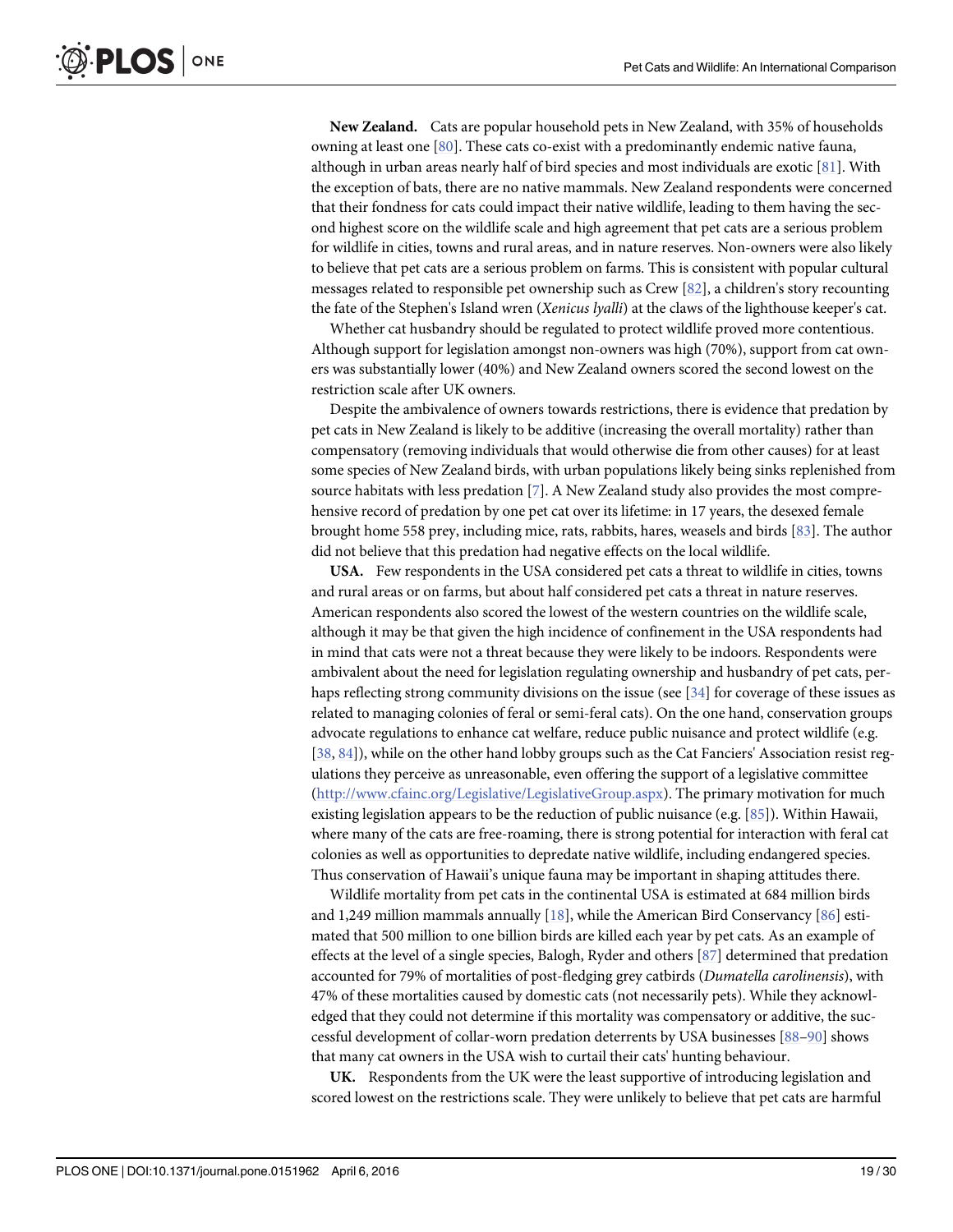**New Zealand.** Cats are popular household pets in New Zealand, with 35% of households owning at least one [80]. These cats co-exist with a predominantly endemic native fauna, although in urban areas nearly half of bird species and most individuals are exotic [81]. With the exception of bats, there are no native mammals. New Zealand respondents were concerned that their fondness for cats could impact their native wildlife, leading to them having the second highest score on the wildlife scale and high agreement that pet cats are a serious problem for wildlife in cities, towns and rural areas, and in nature reserves. Non-owners were also likely to believe that pet cats are a serious problem on farms. This is consistent with popular cultural messages related to responsible pet ownership such as Crew [82], a children's story recounting the fate of the Stephen's Island wren (*Xenicus lyalli*) at the claws of the lighthouse keeper's cat.

Whether cat husbandry should be regulated to protect wildlife proved more contentious. Although support for legislation amongst non-owners was high (70%), support from cat owners was substantially lower (40%) and New Zealand owners scored the second lowest on the restriction scale after UK owners.

Despite the ambivalence of owners towards restrictions, there is evidence that predation by pet cats in New Zealand is likely to be additive (increasing the overall mortality) rather than compensatory (removing individuals that would otherwise die from other causes) for at least some species of New Zealand birds, with urban populations likely being sinks replenished from source habitats with less predation [7]. A New Zealand study also provides the most comprehensive record of predation by one pet cat over its lifetime: in 17 years, the desexed female brought home 558 prey, including mice, rats, rabbits, hares, weasels and birds [83]. The author did not believe that this predation had negative effects on the local wildlife.

**USA.** Few respondents in the USA considered pet cats a threat to wildlife in cities, towns and rural areas or on farms, but about half considered pet cats a threat in nature reserves. American respondents also scored the lowest of the western countries on the wildlife scale, although it may be that given the high incidence of confinement in the USA respondents had in mind that cats were not a threat because they were likely to be indoors. Respondents were ambivalent about the need for legislation regulating ownership and husbandry of pet cats, perhaps reflecting strong community divisions on the issue (see [34] for coverage of these issues as related to managing colonies of feral or semi-feral cats). On the one hand, conservation groups advocate regulations to enhance cat welfare, reduce public nuisance and protect wildlife (e.g. [38, 84]), while on the other hand lobby groups such as the Cat Fanciers' Association resist regulations they perceive as unreasonable, even offering the support of a legislative committee (http://www.cfainc.org/Legislative/LegislativeGroup.aspx). The primary motivation for much existing legislation appears to be the reduction of public nuisance (e.g. [85]). Within Hawaii, where many of the cats are free-roaming, there is strong potential for interaction with feral cat colonies as well as opportunities to depredate native wildlife, including endangered species. Thus conservation of Hawaii's unique fauna may be important in shaping attitudes there.

Wildlife mortality from pet cats in the continental USA is estimated at 684 million birds and 1,249 million mammals annually [18], while the American Bird Conservancy [86] estimated that 500 million to one billion birds are killed each year by pet cats. As an example of effects at the level of a single species, Balogh, Ryder and others [87] determined that predation accounted for 79% of mortalities of post-fledging grey catbirds (*Dumatella carolinensis*), with 47% of these mortalities caused by domestic cats (not necessarily pets). While they acknowledged that they could not determine if this mortality was compensatory or additive, the successful development of collar-worn predation deterrents by USA businesses [88–90] shows that many cat owners in the USA wish to curtail their cats' hunting behaviour.

**UK.** Respondents from the UK were the least supportive of introducing legislation and scored lowest on the restrictions scale. They were unlikely to believe that pet cats are harmful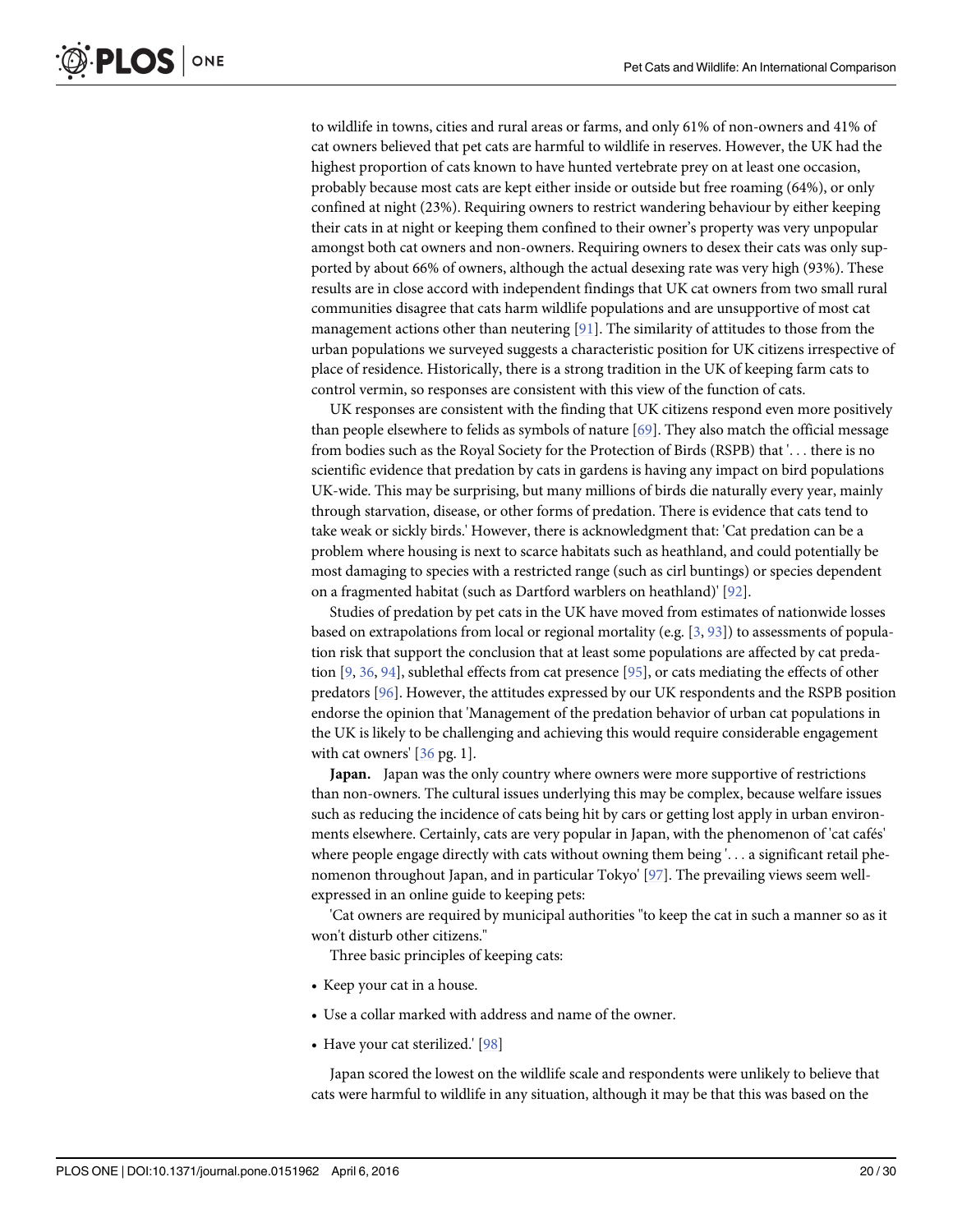to wildlife in towns, cities and rural areas or farms, and only 61% of non-owners and 41% of cat owners believed that pet cats are harmful to wildlife in reserves. However, the UK had the highest proportion of cats known to have hunted vertebrate prey on at least one occasion, probably because most cats are kept either inside or outside but free roaming (64%), or only confined at night (23%). Requiring owners to restrict wandering behaviour by either keeping their cats in at night or keeping them confined to their owner's property was very unpopular amongst both cat owners and non-owners. Requiring owners to desex their cats was only supported by about 66% of owners, although the actual desexing rate was very high (93%). These results are in close accord with independent findings that UK cat owners from two small rural communities disagree that cats harm wildlife populations and are unsupportive of most cat management actions other than neutering [91]. The similarity of attitudes to those from the urban populations we surveyed suggests a characteristic position for UK citizens irrespective of place of residence. Historically, there is a strong tradition in the UK of keeping farm cats to control vermin, so responses are consistent with this view of the function of cats.

UK responses are consistent with the finding that UK citizens respond even more positively than people elsewhere to felids as symbols of nature [69]. They also match the official message from bodies such as the Royal Society for the Protection of Birds (RSPB) that '. . . there is no scientific evidence that predation by cats in gardens is having any impact on bird populations UK-wide. This may be surprising, but many millions of birds die naturally every year, mainly through starvation, disease, or other forms of predation. There is evidence that cats tend to take weak or sickly birds.' However, there is acknowledgment that: 'Cat predation can be a problem where housing is next to scarce habitats such as heathland, and could potentially be most damaging to species with a restricted range (such as cirl buntings) or species dependent on a fragmented habitat (such as Dartford warblers on heathland)' [92].

Studies of predation by pet cats in the UK have moved from estimates of nationwide losses based on extrapolations from local or regional mortality (e.g. [3, 93]) to assessments of population risk that support the conclusion that at least some populations are affected by cat predation [9, 36, 94], sublethal effects from cat presence [95], or cats mediating the effects of other predators [96]. However, the attitudes expressed by our UK respondents and the RSPB position endorse the opinion that 'Management of the predation behavior of urban cat populations in the UK is likely to be challenging and achieving this would require considerable engagement with cat owners' [36 pg. 1].

**Japan.** Japan was the only country where owners were more supportive of restrictions than non-owners. The cultural issues underlying this may be complex, because welfare issues such as reducing the incidence of cats being hit by cars or getting lost apply in urban environments elsewhere. Certainly, cats are very popular in Japan, with the phenomenon of 'cat cafés' where people engage directly with cats without owning them being '. . . a significant retail phenomenon throughout Japan, and in particular Tokyo' [97]. The prevailing views seem well-expressed in an online guide to keeping pets:

'Cat owners are required by municipal authorities "to keep the cat in such a manner so as it won't disturb other citizens."

Three basic principles of keeping cats:

- Keep your cat in a house.
- Use a collar marked with address and name of the owner.
- Have your cat sterilized.' [98]

Japan scored the lowest on the wildlife scale and respondents were unlikely to believe that cats were harmful to wildlife in any situation, although it may be that this was based on the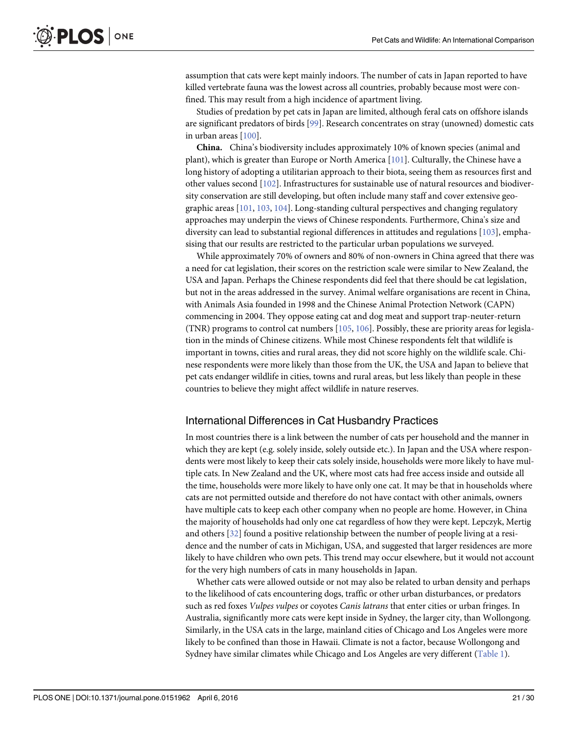assumption that cats were kept mainly indoors. The number of cats in Japan reported to have killed vertebrate fauna was the lowest across all countries, probably because most were confined. This may result from a high incidence of apartment living.

Studies of predation by pet cats in Japan are limited, although feral cats on offshore islands are significant predators of birds [99]. Research concentrates on stray (unowned) domestic cats in urban areas [100].

**China.** China's biodiversity includes approximately 10% of known species (animal and plant), which is greater than Europe or North America [101]. Culturally, the Chinese have a long history of adopting a utilitarian approach to their biota, seeing them as resources first and other values second [102]. Infrastructures for sustainable use of natural resources and biodiversity conservation are still developing, but often include many staff and cover extensive geographic areas [101, 103, 104]. Long-standing cultural perspectives and changing regulatory approaches may underpin the views of Chinese respondents. Furthermore, China's size and diversity can lead to substantial regional differences in attitudes and regulations [103], emphasising that our results are restricted to the particular urban populations we surveyed.

While approximately 70% of owners and 80% of non-owners in China agreed that there was a need for cat legislation, their scores on the restriction scale were similar to New Zealand, the USA and Japan. Perhaps the Chinese respondents did feel that there should be cat legislation, but not in the areas addressed in the survey. Animal welfare organisations are recent in China, with Animals Asia founded in 1998 and the Chinese Animal Protection Network (CAPN) commencing in 2004. They oppose eating cat and dog meat and support trap-neuter-return (TNR) programs to control cat numbers [105, 106]. Possibly, these are priority areas for legislation in the minds of Chinese citizens. While most Chinese respondents felt that wildlife is important in towns, cities and rural areas, they did not score highly on the wildlife scale. Chinese respondents were more likely than those from the UK, the USA and Japan to believe that pet cats endanger wildlife in cities, towns and rural areas, but less likely than people in these countries to believe they might affect wildlife in nature reserves.

## International Differences in Cat Husbandry Practices

In most countries there is a link between the number of cats per household and the manner in which they are kept (e.g. solely inside, solely outside etc.). In Japan and the USA where respondents were most likely to keep their cats solely inside, households were more likely to have multiple cats. In New Zealand and the UK, where most cats had free access inside and outside all the time, households were more likely to have only one cat. It may be that in households where cats are not permitted outside and therefore do not have contact with other animals, owners have multiple cats to keep each other company when no people are home. However, in China the majority of households had only one cat regardless of how they were kept. Lepczyk, Mertig and others [32] found a positive relationship between the number of people living at a residence and the number of cats in Michigan, USA, and suggested that larger residences are more likely to have children who own pets. This trend may occur elsewhere, but it would not account for the very high numbers of cats in many households in Japan.

Whether cats were allowed outside or not may also be related to urban density and perhaps to the likelihood of cats encountering dogs, traffic or other urban disturbances, or predators such as red foxes *Vulpes vulpes* or coyotes *Canis latrans* that enter cities or urban fringes. In Australia, significantly more cats were kept inside in Sydney, the larger city, than Wollongong. Similarly, in the USA cats in the large, mainland cities of Chicago and Los Angeles were more likely to be confined than those in Hawaii. Climate is not a factor, because Wollongong and Sydney have similar climates while Chicago and Los Angeles are very different (Table 1).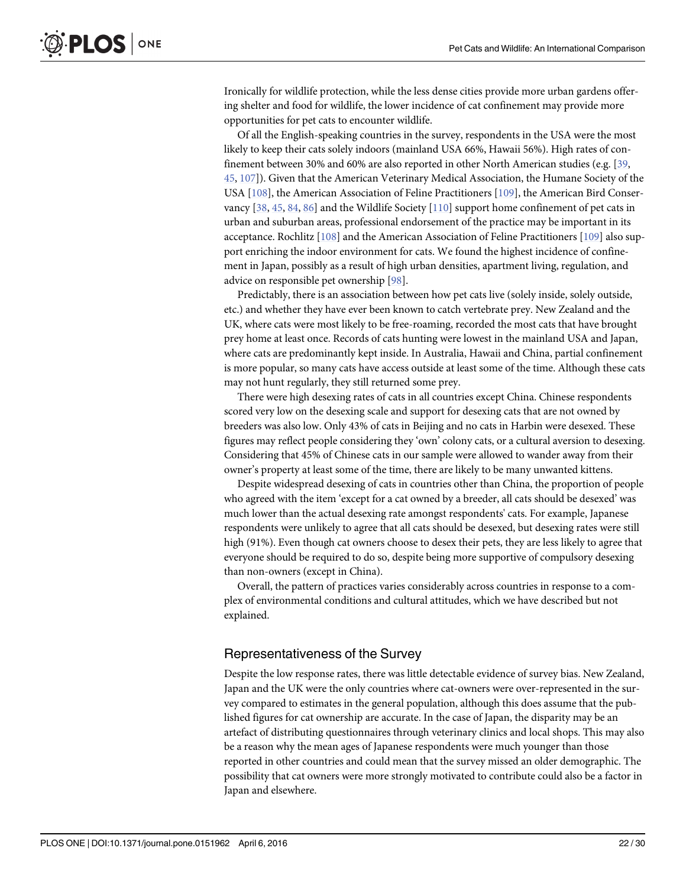Ironically for wildlife protection, while the less dense cities provide more urban gardens offering shelter and food for wildlife, the lower incidence of cat confinement may provide more opportunities for pet cats to encounter wildlife.

Of all the English-speaking countries in the survey, respondents in the USA were the most likely to keep their cats solely indoors (mainland USA 66%, Hawaii 56%). High rates of confinement between 30% and 60% are also reported in other North American studies (e.g. [39, 45, 107]). Given that the American Veterinary Medical Association, the Humane Society of the USA [108], the American Association of Feline Practitioners [109], the American Bird Conservancy [38, 45, 84, 86] and the Wildlife Society [110] support home confinement of pet cats in urban and suburban areas, professional endorsement of the practice may be important in its acceptance. Rochlitz [108] and the American Association of Feline Practitioners [109] also support enriching the indoor environment for cats. We found the highest incidence of confinement in Japan, possibly as a result of high urban densities, apartment living, regulation, and advice on responsible pet ownership [98].

Predictably, there is an association between how pet cats live (solely inside, solely outside, etc.) and whether they have ever been known to catch vertebrate prey. New Zealand and the UK, where cats were most likely to be free-roaming, recorded the most cats that have brought prey home at least once. Records of cats hunting were lowest in the mainland USA and Japan, where cats are predominantly kept inside. In Australia, Hawaii and China, partial confinement is more popular, so many cats have access outside at least some of the time. Although these cats may not hunt regularly, they still returned some prey.

There were high desexing rates of cats in all countries except China. Chinese respondents scored very low on the desexing scale and support for desexing cats that are not owned by breeders was also low. Only 43% of cats in Beijing and no cats in Harbin were desexed. These figures may reflect people considering they 'own' colony cats, or a cultural aversion to desexing. Considering that 45% of Chinese cats in our sample were allowed to wander away from their owner's property at least some of the time, there are likely to be many unwanted kittens.

Despite widespread desexing of cats in countries other than China, the proportion of people who agreed with the item 'except for a cat owned by a breeder, all cats should be desexed' was much lower than the actual desexing rate amongst respondents' cats. For example, Japanese respondents were unlikely to agree that all cats should be desexed, but desexing rates were still high (91%). Even though cat owners choose to desex their pets, they are less likely to agree that everyone should be required to do so, despite being more supportive of compulsory desexing than non-owners (except in China).

Overall, the pattern of practices varies considerably across countries in response to a complex of environmental conditions and cultural attitudes, which we have described but not explained.

## Representativeness of the Survey

Despite the low response rates, there was little detectable evidence of survey bias. New Zealand, Japan and the UK were the only countries where cat-owners were over-represented in the survey compared to estimates in the general population, although this does assume that the published figures for cat ownership are accurate. In the case of Japan, the disparity may be an artefact of distributing questionnaires through veterinary clinics and local shops. This may also be a reason why the mean ages of Japanese respondents were much younger than those reported in other countries and could mean that the survey missed an older demographic. The possibility that cat owners were more strongly motivated to contribute could also be a factor in Japan and elsewhere.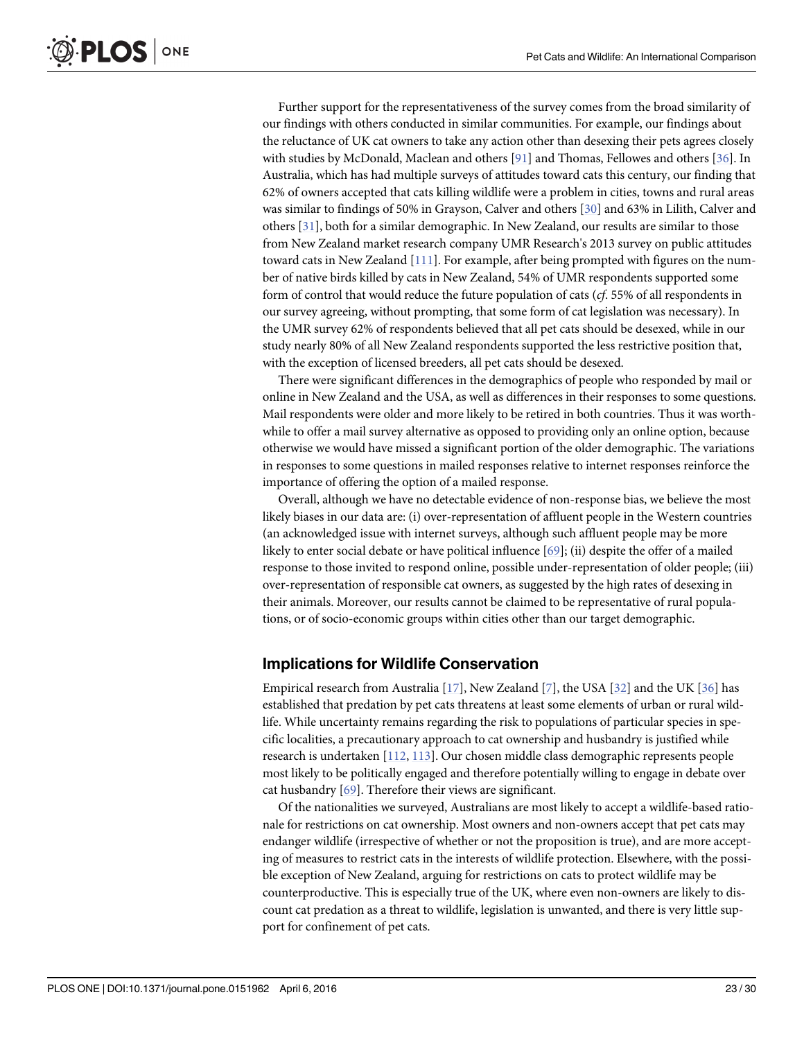Further support for the representativeness of the survey comes from the broad similarity of our findings with others conducted in similar communities. For example, our findings about the reluctance of UK cat owners to take any action other than desexing their pets agrees closely with studies by McDonald, Maclean and others [91] and Thomas, Fellowes and others [36]. In Australia, which has had multiple surveys of attitudes toward cats this century, our finding that 62% of owners accepted that cats killing wildlife were a problem in cities, towns and rural areas was similar to findings of 50% in Grayson, Calver and others [30] and 63% in Lilith, Calver and others [31], both for a similar demographic. In New Zealand, our results are similar to those from New Zealand market research company UMR Research's 2013 survey on public attitudes toward cats in New Zealand [111]. For example, after being prompted with figures on the number of native birds killed by cats in New Zealand, 54% of UMR respondents supported some form of control that would reduce the future population of cats (*cf*. 55% of all respondents in our survey agreeing, without prompting, that some form of cat legislation was necessary). In the UMR survey 62% of respondents believed that all pet cats should be desexed, while in our study nearly 80% of all New Zealand respondents supported the less restrictive position that, with the exception of licensed breeders, all pet cats should be desexed.

There were significant differences in the demographics of people who responded by mail or online in New Zealand and the USA, as well as differences in their responses to some questions. Mail respondents were older and more likely to be retired in both countries. Thus it was worthwhile to offer a mail survey alternative as opposed to providing only an online option, because otherwise we would have missed a significant portion of the older demographic. The variations in responses to some questions in mailed responses relative to internet responses reinforce the importance of offering the option of a mailed response.

Overall, although we have no detectable evidence of non-response bias, we believe the most likely biases in our data are: (i) over-representation of affluent people in the Western countries (an acknowledged issue with internet surveys, although such affluent people may be more likely to enter social debate or have political influence [69]; (ii) despite the offer of a mailed response to those invited to respond online, possible under-representation of older people; (iii) over-representation of responsible cat owners, as suggested by the high rates of desexing in their animals. Moreover, our results cannot be claimed to be representative of rural populations, or of socio-economic groups within cities other than our target demographic.

## Implications for Wildlife Conservation

Empirical research from Australia [17], New Zealand [7], the USA [32] and the UK [36] has established that predation by pet cats threatens at least some elements of urban or rural wildlife. While uncertainty remains regarding the risk to populations of particular species in specific localities, a precautionary approach to cat ownership and husbandry is justified while research is undertaken [112, 113]. Our chosen middle class demographic represents people most likely to be politically engaged and therefore potentially willing to engage in debate over cat husbandry [69]. Therefore their views are significant.

Of the nationalities we surveyed, Australians are most likely to accept a wildlife-based rationale for restrictions on cat ownership. Most owners and non-owners accept that pet cats may endanger wildlife (irrespective of whether or not the proposition is true), and are more accepting of measures to restrict cats in the interests of wildlife protection. Elsewhere, with the possible exception of New Zealand, arguing for restrictions on cats to protect wildlife may be counterproductive. This is especially true of the UK, where even non-owners are likely to discount cat predation as a threat to wildlife, legislation is unwanted, and there is very little support for confinement of pet cats.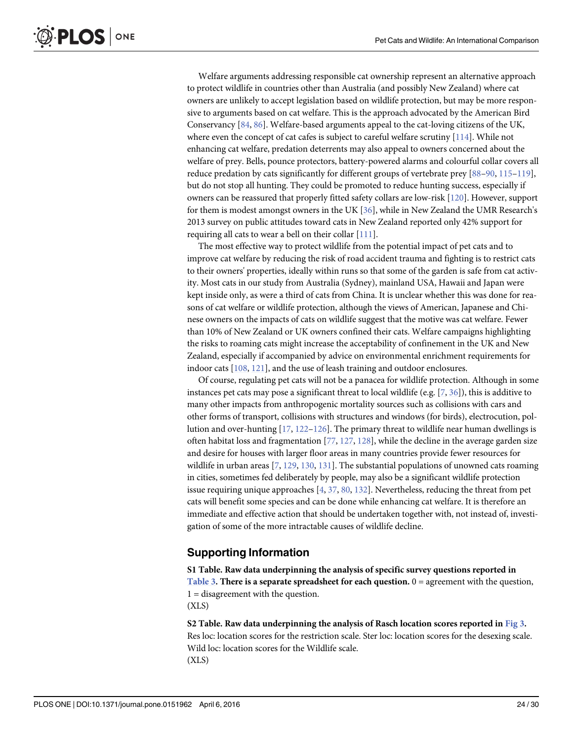Welfare arguments addressing responsible cat ownership represent an alternative approach to protect wildlife in countries other than Australia (and possibly New Zealand) where cat owners are unlikely to accept legislation based on wildlife protection, but may be more responsive to arguments based on cat welfare. This is the approach advocated by the American Bird Conservancy [84, 86]. Welfare-based arguments appeal to the cat-loving citizens of the UK, where even the concept of cat cafes is subject to careful welfare scrutiny [114]. While not enhancing cat welfare, predation deterrents may also appeal to owners concerned about the welfare of prey. Bells, pounce protectors, battery-powered alarms and colourful collar covers all reduce predation by cats significantly for different groups of vertebrate prey [88–90, 115–119], but do not stop all hunting. They could be promoted to reduce hunting success, especially if owners can be reassured that properly fitted safety collars are low-risk [120]. However, support for them is modest amongst owners in the UK [36], while in New Zealand the UMR Research's 2013 survey on public attitudes toward cats in New Zealand reported only 42% support for requiring all cats to wear a bell on their collar [111].

The most effective way to protect wildlife from the potential impact of pet cats and to improve cat welfare by reducing the risk of road accident trauma and fighting is to restrict cats to their owners' properties, ideally within runs so that some of the garden is safe from cat activity. Most cats in our study from Australia (Sydney), mainland USA, Hawaii and Japan were kept inside only, as were a third of cats from China. It is unclear whether this was done for reasons of cat welfare or wildlife protection, although the views of American, Japanese and Chinese owners on the impacts of cats on wildlife suggest that the motive was cat welfare. Fewer than 10% of New Zealand or UK owners confined their cats. Welfare campaigns highlighting the risks to roaming cats might increase the acceptability of confinement in the UK and New Zealand, especially if accompanied by advice on environmental enrichment requirements for indoor cats [108, 121], and the use of leash training and outdoor enclosures.

Of course, regulating pet cats will not be a panacea for wildlife protection. Although in some instances pet cats may pose a significant threat to local wildlife (e.g. [7, 36]), this is additive to many other impacts from anthropogenic mortality sources such as collisions with cars and other forms of transport, collisions with structures and windows (for birds), electrocution, pollution and over-hunting [17, 122–126]. The primary threat to wildlife near human dwellings is often habitat loss and fragmentation [77, 127, 128], while the decline in the average garden size and desire for houses with larger floor areas in many countries provide fewer resources for wildlife in urban areas [7, 129, 130, 131]. The substantial populations of unowned cats roaming in cities, sometimes fed deliberately by people, may also be a significant wildlife protection issue requiring unique approaches [4, 37, 80, 132]. Nevertheless, reducing the threat from pet cats will benefit some species and can be done while enhancing cat welfare. It is therefore an immediate and effective action that should be undertaken together with, not instead of, investigation of some of the more intractable causes of wildlife decline.

## Supporting Information

**S1 Table. Raw data underpinning the analysis of specific survey questions reported in Table 3. There is a separate spreadsheet for each question.** 0 = agreement with the question, 1 = disagreement with the question.
(XLS)

**S2 Table. Raw data underpinning the analysis of Rasch location scores reported in Fig 3.** Res loc: location scores for the restriction scale. Ster loc: location scores for the desexing scale. Wild loc: location scores for the Wildlife scale.
(XLS)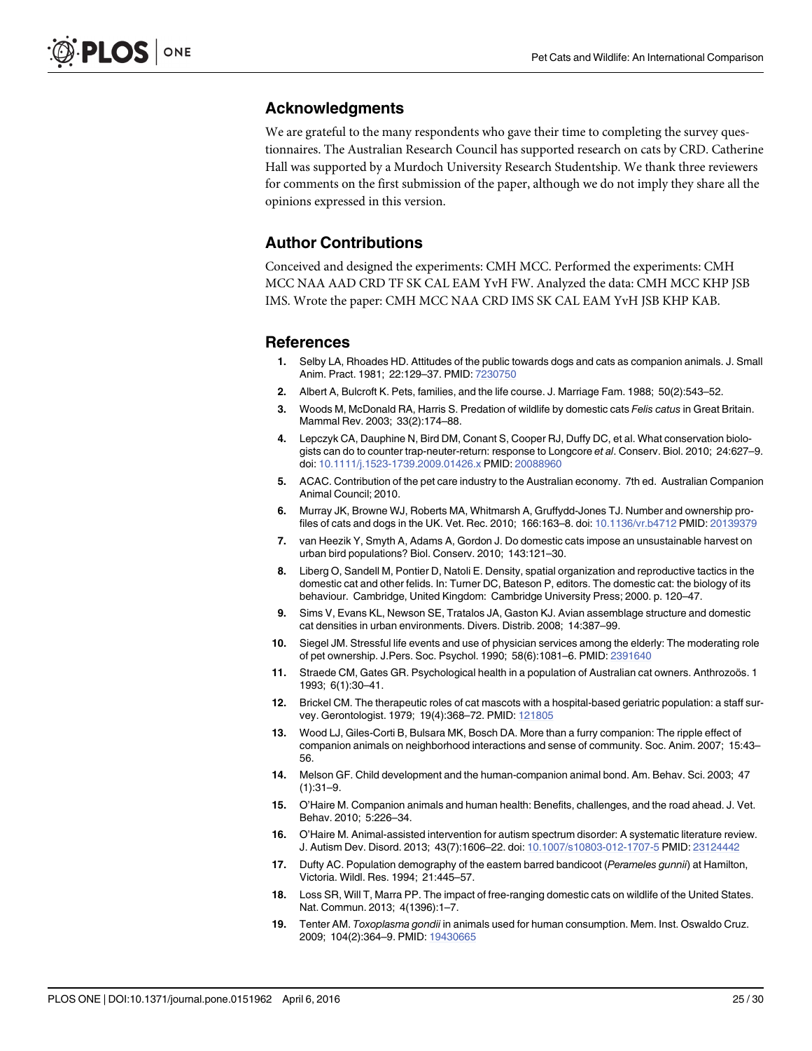## Acknowledgments

We are grateful to the many respondents who gave their time to completing the survey questionnaires. The Australian Research Council has supported research on cats by CRD. Catherine Hall was supported by a Murdoch University Research Studentship. We thank three reviewers for comments on the first submission of the paper, although we do not imply they share all the opinions expressed in this version.

## Author Contributions

Conceived and designed the experiments: CMH MCC. Performed the experiments: CMH MCC NAA AAD CRD TF SK CAL EAM YvH FW. Analyzed the data: CMH MCC KHP JSB IMS. Wrote the paper: CMH MCC NAA CRD IMS SK CAL EAM YvH JSB KHP KAB.

## References

1. Selby LA, Rhoades HD. Attitudes of the public towards dogs and cats as companion animals. J. Small Anim. Pract. 1981; 22:129–37. PMID: 7230750
2. Albert A, Bulcroft K. Pets, families, and the life course. J. Marriage Fam. 1988; 50(2):543–52.
3. Woods M, McDonald RA, Harris S. Predation of wildlife by domestic cats *Felis catus* in Great Britain. Mammal Rev. 2003; 33(2):174–88.
4. Lepczyk CA, Dauphine N, Bird DM, Conant S, Cooper RJ, Duffy DC, et al. What conservation biologists can do to counter trap-neuter-return: response to Longcore *et al*. Conserv. Biol. 2010; 24:627–9. doi: 10.1111/j.1523-1739.2009.01426.x PMID: 20088960
5. ACAC. Contribution of the pet care industry to the Australian economy. 7th ed. Australian Companion Animal Council; 2010.
6. Murray JK, Browne WJ, Roberts MA, Whitmarsh A, Gruffydd-Jones TJ. Number and ownership profiles of cats and dogs in the UK. Vet. Rec. 2010; 166:163–8. doi: 10.1136/vr.b4712 PMID: 20139379
7. van Heezik Y, Smyth A, Adams A, Gordon J. Do domestic cats impose an unsustainable harvest on urban bird populations? Biol. Conserv. 2010; 143:121–30.
8. Liberg O, Sandell M, Pontier D, Natoli E. Density, spatial organization and reproductive tactics in the domestic cat and other felids. In: Turner DC, Bateson P, editors. The domestic cat: the biology of its behaviour. Cambridge, United Kingdom: Cambridge University Press; 2000. p. 120–47.
9. Sims V, Evans KL, Newson SE, Tratalos JA, Gaston KJ. Avian assemblage structure and domestic cat densities in urban environments. Divers. Distrib. 2008; 14:387–99.
10. Siegel JM. Stressful life events and use of physician services among the elderly: The moderating role of pet ownership. J.Pers. Soc. Psychol. 1990; 58(6):1081–6. PMID: 2391640
11. Straede CM, Gates GR. Psychological health in a population of Australian cat owners. Anthrozoös. 1 1993; 6(1):30–41.
12. Brickel CM. The therapeutic roles of cat mascots with a hospital-based geriatric population: a staff survey. Gerontologist. 1979; 19(4):368–72. PMID: 121805
13. Wood LJ, Giles-Corti B, Bulsara MK, Bosch DA. More than a furry companion: The ripple effect of companion animals on neighborhood interactions and sense of community. Soc. Anim. 2007; 15:43–56.
14. Melson GF. Child development and the human-companion animal bond. Am. Behav. Sci. 2003; 47 (1):31–9.
15. O'Haire M. Companion animals and human health: Benefits, challenges, and the road ahead. J. Vet. Behav. 2010; 5:226–34.
16. O'Haire M. Animal-assisted intervention for autism spectrum disorder: A systematic literature review. J. Autism Dev. Disord. 2013; 43(7):1606–22. doi: 10.1007/s10803-012-1707-5 PMID: 23124442
17. Dufty AC. Population demography of the eastern barred bandicoot (*Perameles gunnii*) at Hamilton, Victoria. Wildl. Res. 1994; 21:445–57.
18. Loss SR, Will T, Marra PP. The impact of free-ranging domestic cats on wildlife of the United States. Nat. Commun. 2013; 4(1396):1–7.
19. Tenter AM. *Toxoplasma gondii* in animals used for human consumption. Mem. Inst. Oswaldo Cruz. 2009; 104(2):364–9. PMID: 19430665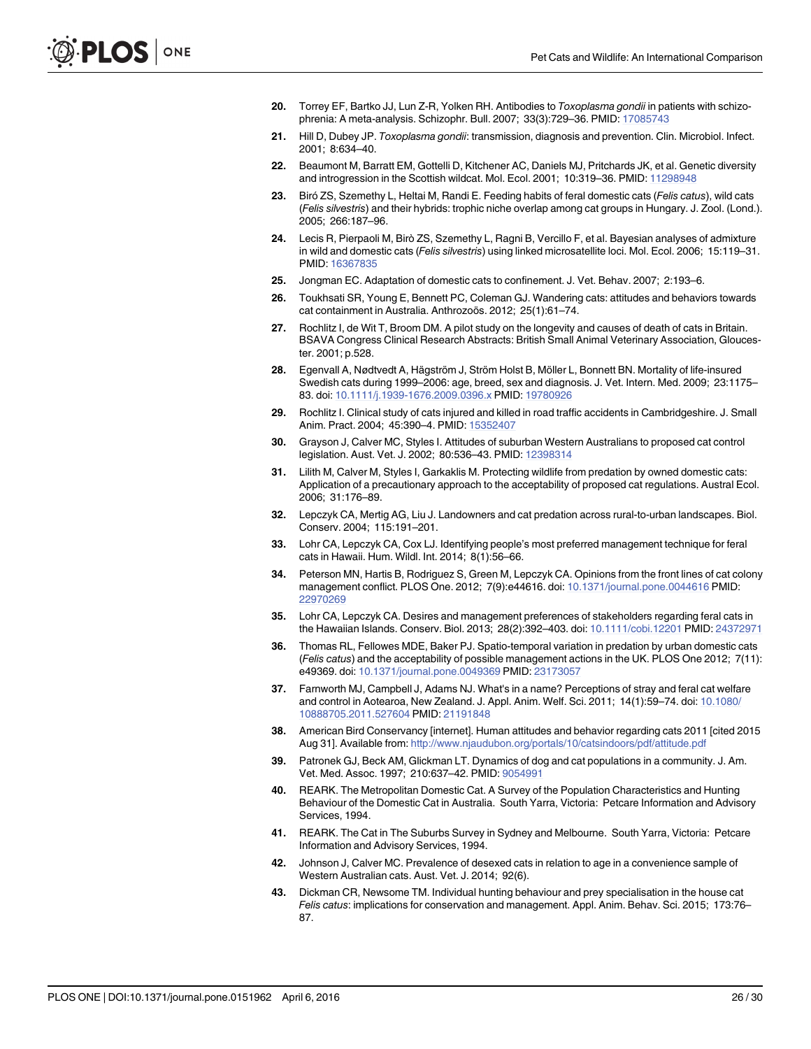20. Torrey EF, Bartko JJ, Lun Z-R, Yolken RH. Antibodies to *Toxoplasma gondii* in patients with schizophrenia: A meta-analysis. Schizophr. Bull. 2007; 33(3):729–36. PMID: 17085743

21. Hill D, Dubey JP. *Toxoplasma gondii*: transmission, diagnosis and prevention. Clin. Microbiol. Infect. 2001; 8:634–40.

22. Beaumont M, Barratt EM, Gottelli D, Kitchener AC, Daniels MJ, Pritchards JK, et al. Genetic diversity and introgression in the Scottish wildcat. Mol. Ecol. 2001; 10:319–36. PMID: 11298948

23. Biró ZS, Szemethy L, Heltai M, Randi E. Feeding habits of feral domestic cats (*Felis catus*), wild cats (*Felis silvestris*) and their hybrids: trophic niche overlap among cat groups in Hungary. J. Zool. (Lond.). 2005; 266:187–96.

24. Lecis R, Pierpaoli M, Birò ZS, Szemethy L, Ragni B, Vercillo F, et al. Bayesian analyses of admixture in wild and domestic cats (*Felis silvestris*) using linked microsatellite loci. Mol. Ecol. 2006; 15:119–31. PMID: 16367835

25. Jongman EC. Adaptation of domestic cats to confinement. J. Vet. Behav. 2007; 2:193–6.

26. Toukhsati SR, Young E, Bennett PC, Coleman GJ. Wandering cats: attitudes and behaviors towards cat containment in Australia. Anthrozoös. 2012; 25(1):61–74.

27. Rochlitz I, de Wit T, Broom DM. A pilot study on the longevity and causes of death of cats in Britain. BSAVA Congress Clinical Research Abstracts: British Small Animal Veterinary Association, Gloucester. 2001; p.528.

28. Egenvall A, Nødtvedt A, Hägström J, Ström Holst B, Möller L, Bonnett BN. Mortality of life-insured Swedish cats during 1999–2006: age, breed, sex and diagnosis. J. Vet. Intern. Med. 2009; 23:1175–83. doi: 10.1111/j.1939-1676.2009.0396.x PMID: 19780926

29. Rochlitz I. Clinical study of cats injured and killed in road traffic accidents in Cambridgeshire. J. Small Anim. Pract. 2004; 45:390–4. PMID: 15352407

30. Grayson J, Calver MC, Styles I. Attitudes of suburban Western Australians to proposed cat control legislation. Aust. Vet. J. 2002; 80:536–43. PMID: 12398314

31. Lilith M, Calver M, Styles I, Garkaklis M. Protecting wildlife from predation by owned domestic cats: Application of a precautionary approach to the acceptability of proposed cat regulations. Austral Ecol. 2006; 31:176–89.

32. Lepczyk CA, Mertig AG, Liu J. Landowners and cat predation across rural-to-urban landscapes. Biol. Conserv. 2004; 115:191–201.

33. Lohr CA, Lepczyk CA, Cox LJ. Identifying people's most preferred management technique for feral cats in Hawaii. Hum. Wildl. Int. 2014; 8(1):56–66.

34. Peterson MN, Hartis B, Rodriguez S, Green M, Lepczyk CA. Opinions from the front lines of cat colony management conflict. PLOS One. 2012; 7(9):e44616. doi: 10.1371/journal.pone.0044616 PMID: 22970269

35. Lohr CA, Lepczyk CA. Desires and management preferences of stakeholders regarding feral cats in the Hawaiian Islands. Conserv. Biol. 2013; 28(2):392–403. doi: 10.1111/cobi.12201 PMID: 24372971

36. Thomas RL, Fellowes MDE, Baker PJ. Spatio-temporal variation in predation by urban domestic cats (*Felis catus*) and the acceptability of possible management actions in the UK. PLOS One 2012; 7(11): e49369. doi: 10.1371/journal.pone.0049369 PMID: 23173057

37. Farnworth MJ, Campbell J, Adams NJ. What's in a name? Perceptions of stray and feral cat welfare and control in Aotearoa, New Zealand. J. Appl. Anim. Welf. Sci. 2011; 14(1):59–74. doi: 10.1080/10888705.2011.527604 PMID: 21191848

38. American Bird Conservancy [internet]. Human attitudes and behavior regarding cats 2011 [cited 2015 Aug 31]. Available from: http://www.njaudubon.org/portals/10/catsindoors/pdf/attitude.pdf

39. Patronek GJ, Beck AM, Glickman LT. Dynamics of dog and cat populations in a community. J. Am. Vet. Med. Assoc. 1997; 210:637–42. PMID: 9054991

40. REARK. The Metropolitan Domestic Cat. A Survey of the Population Characteristics and Hunting Behaviour of the Domestic Cat in Australia. South Yarra, Victoria: Petcare Information and Advisory Services, 1994.

41. REARK. The Cat in The Suburbs Survey in Sydney and Melbourne. South Yarra, Victoria: Petcare Information and Advisory Services, 1994.

42. Johnson J, Calver MC. Prevalence of desexed cats in relation to age in a convenience sample of Western Australian cats. Aust. Vet. J. 2014; 92(6).

43. Dickman CR, Newsome TM. Individual hunting behaviour and prey specialisation in the house cat *Felis catus*: implications for conservation and management. Appl. Anim. Behav. Sci. 2015; 173:76–87.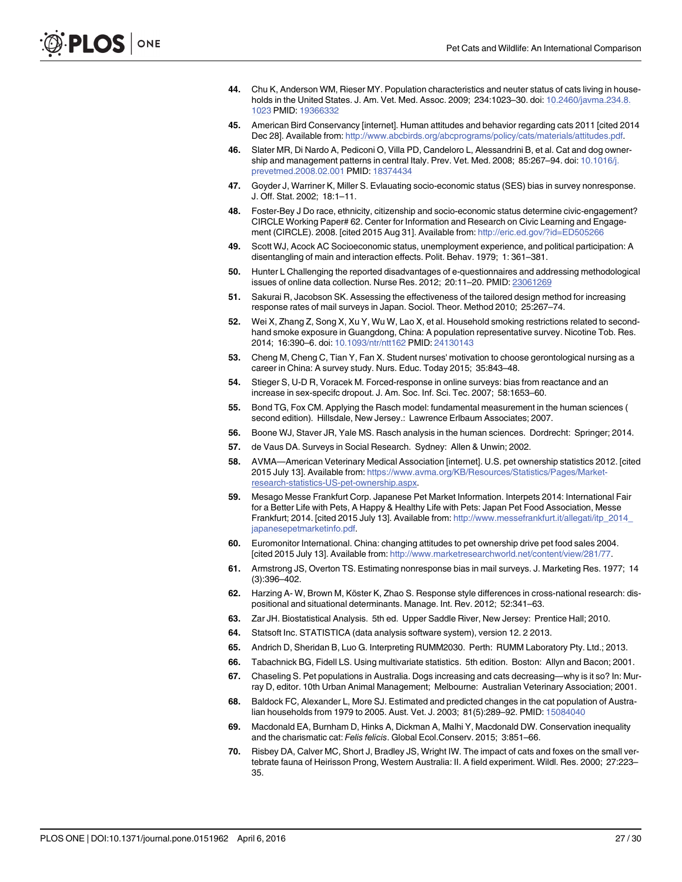44. Chu K, Anderson WM, Rieser MY. Population characteristics and neuter status of cats living in households in the United States. J. Am. Vet. Med. Assoc. 2009; 234:1023–30. doi: 10.2460/javma.234.8.1023 PMID: 19366332

45. American Bird Conservancy [internet]. Human attitudes and behavior regarding cats 2011 [cited 2014 Dec 28]. Available from: http://www.abcbirds.org/abcprograms/policy/cats/materials/attitudes.pdf.

46. Slater MR, Di Nardo A, Pediconi O, Villa PD, Candeloro L, Alessandrini B, et al. Cat and dog ownership and management patterns in central Italy. Prev. Vet. Med. 2008; 85:267–94. doi: 10.1016/j.prevetmed.2008.02.001 PMID: 18374434

47. Goyder J, Warriner K, Miller S. Evlauating socio-economic status (SES) bias in survey nonresponse. J. Off. Stat. 2002; 18:1–11.

48. Foster-Bey J Do race, ethnicity, citizenship and socio-economic status determine civic-engagement? CIRCLE Working Paper# 62. Center for Information and Research on Civic Learning and Engagement (CIRCLE). 2008. [cited 2015 Aug 31]. Available from: http://eric.ed.gov/?id=ED505266

49. Scott WJ, Acock AC Socioeconomic status, unemployment experience, and political participation: A disentangling of main and interaction effects. Polit. Behav. 1979; 1: 361–381.

50. Hunter L Challenging the reported disadvantages of e-questionnaires and addressing methodological issues of online data collection. Nurse Res. 2012; 20:11–20. PMID: 23061269

51. Sakurai R, Jacobson SK. Assessing the effectiveness of the tailored design method for increasing response rates of mail surveys in Japan. Sociol. Theor. Method 2010; 25:267–74.

52. Wei X, Zhang Z, Song X, Xu Y, Wu W, Lao X, et al. Household smoking restrictions related to second-hand smoke exposure in Guangdong, China: A population representative survey. Nicotine Tob. Res. 2014; 16:390–6. doi: 10.1093/ntr/ntt162 PMID: 24130143

53. Cheng M, Cheng C, Tian Y, Fan X. Student nurses' motivation to choose gerontological nursing as a career in China: A survey study. Nurs. Educ. Today 2015; 35:843–48.

54. Stieger S, U-D R, Voracek M. Forced-response in online surveys: bias from reactance and an increase in sex-specifc dropout. J. Am. Soc. Inf. Sci. Tec. 2007; 58:1653–60.

55. Bond TG, Fox CM. Applying the Rasch model: fundamental measurement in the human sciences ( second edition). Hillsdale, New Jersey.: Lawrence Erlbaum Associates; 2007.

56. Boone WJ, Staver JR, Yale MS. Rasch analysis in the human sciences. Dordrecht: Springer; 2014.

57. de Vaus DA. Surveys in Social Research. Sydney: Allen & Unwin; 2002.

58. AVMA—American Veterinary Medical Association [internet]. U.S. pet ownership statistics 2012. [cited 2015 July 13]. Available from: https://www.avma.org/KB/Resources/Statistics/Pages/Market-research-statistics-US-pet-ownership.aspx.

59. Mesago Messe Frankfurt Corp. Japanese Pet Market Information. Interpets 2014: International Fair for a Better Life with Pets, A Happy & Healthy Life with Pets: Japan Pet Food Association, Messe Frankfurt; 2014. [cited 2015 July 13]. Available from: http://www.messefrankfurt.it/allegati/itp_2014_japanesepetmarketinfo.pdf.

60. Euromonitor International. China: changing attitudes to pet ownership drive pet food sales 2004. [cited 2015 July 13]. Available from: http://www.marketresearchworld.net/content/view/281/77.

61. Armstrong JS, Overton TS. Estimating nonresponse bias in mail surveys. J. Marketing Res. 1977; 14 (3):396–402.

62. Harzing A- W, Brown M, Köster K, Zhao S. Response style differences in cross-national research: dispositional and situational determinants. Manage. Int. Rev. 2012; 52:341–63.

63. Zar JH. Biostatistical Analysis. 5th ed. Upper Saddle River, New Jersey: Prentice Hall; 2010.

64. Statsoft Inc. STATISTICA (data analysis software system), version 12. 2 2013.

65. Andrich D, Sheridan B, Luo G. Interpreting RUMM2030. Perth: RUMM Laboratory Pty. Ltd.; 2013.

66. Tabachnick BG, Fidell LS. Using multivariate statistics. 5th edition. Boston: Allyn and Bacon; 2001.

67. Chaseling S. Pet populations in Australia. Dogs increasing and cats decreasing—why is it so? In: Murray D, editor. 10th Urban Animal Management; Melbourne: Australian Veterinary Association; 2001.

68. Baldock FC, Alexander L, More SJ. Estimated and predicted changes in the cat population of Australian households from 1979 to 2005. Aust. Vet. J. 2003; 81(5):289–92. PMID: 15084040

69. Macdonald EA, Burnham D, Hinks A, Dickman A, Malhi Y, Macdonald DW. Conservation inequality and the charismatic cat: *Felis felicis*. Global Ecol.Conserv. 2015; 3:851–66.

70. Risbey DA, Calver MC, Short J, Bradley JS, Wright IW. The impact of cats and foxes on the small vertebrate fauna of Heirisson Prong, Western Australia: II. A field experiment. Wildl. Res. 2000; 27:223–35.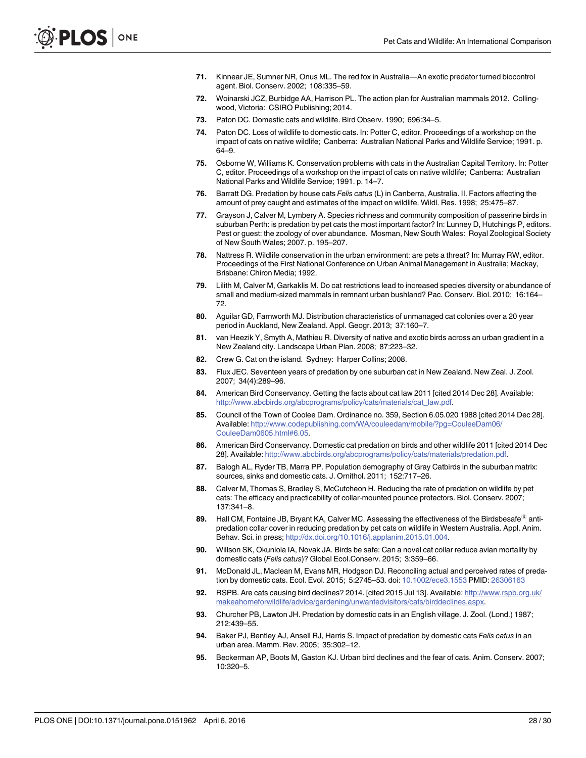71. Kinnear JE, Sumner NR, Onus ML. The red fox in Australia—An exotic predator turned biocontrol agent. Biol. Conserv. 2002; 108:335–59.

72. Woinarski JCZ, Burbidge AA, Harrison PL. The action plan for Australian mammals 2012. Collingwood, Victoria: CSIRO Publishing; 2014.

73. Paton DC. Domestic cats and wildlife. Bird Observ. 1990; 696:34–5.

74. Paton DC. Loss of wildlife to domestic cats. In: Potter C, editor. Proceedings of a workshop on the impact of cats on native wildlife; Canberra: Australian National Parks and Wildlife Service; 1991. p. 64–9.

75. Osborne W, Williams K. Conservation problems with cats in the Australian Capital Territory. In: Potter C, editor. Proceedings of a workshop on the impact of cats on native wildlife; Canberra: Australian National Parks and Wildlife Service; 1991. p. 14–7.

76. Barratt DG. Predation by house cats *Felis catus* (L) in Canberra, Australia. II. Factors affecting the amount of prey caught and estimates of the impact on wildlife. Wildl. Res. 1998; 25:475–87.

77. Grayson J, Calver M, Lymbery A. Species richness and community composition of passerine birds in suburban Perth: is predation by pet cats the most important factor? In: Lunney D, Hutchings P, editors. Pest or guest: the zoology of over abundance. Mosman, New South Wales: Royal Zoological Society of New South Wales; 2007. p. 195–207.

78. Nattress R. Wildlife conservation in the urban environment: are pets a threat? In: Murray RW, editor. Proceedings of the First National Conference on Urban Animal Management in Australia; Mackay, Brisbane: Chiron Media; 1992.

79. Lilith M, Calver M, Garkaklis M. Do cat restrictions lead to increased species diversity or abundance of small and medium-sized mammals in remnant urban bushland? Pac. Conserv. Biol. 2010; 16:164–72.

80. Aguilar GD, Farnworth MJ. Distribution characteristics of unmanaged cat colonies over a 20 year period in Auckland, New Zealand. Appl. Geogr. 2013; 37:160–7.

81. van Heezik Y, Smyth A, Mathieu R. Diversity of native and exotic birds across an urban gradient in a New Zealand city. Landscape Urban Plan. 2008; 87:223–32.

82. Crew G. Cat on the island. Sydney: Harper Collins; 2008.

83. Flux JEC. Seventeen years of predation by one suburban cat in New Zealand. New Zeal. J. Zool. 2007; 34(4):289–96.

84. American Bird Conservancy. Getting the facts about cat law 2011 [cited 2014 Dec 28]. Available: http://www.abcbirds.org/abcprograms/policy/cats/materials/cat_law.pdf.

85. Council of the Town of Coolee Dam. Ordinance no. 359, Section 6.05.020 1988 [cited 2014 Dec 28]. Available: http://www.codepublishing.com/WA/couleedam/mobile/?pg=CouleeDam06/CouleeDam0605.html#6.05.

86. American Bird Conservancy. Domestic cat predation on birds and other wildlife 2011 [cited 2014 Dec 28]. Available: http://www.abcbirds.org/abcprograms/policy/cats/materials/predation.pdf.

87. Balogh AL, Ryder TB, Marra PP. Population demography of Gray Catbirds in the suburban matrix: sources, sinks and domestic cats. J. Ornithol. 2011; 152:717–26.

88. Calver M, Thomas S, Bradley S, McCutcheon H. Reducing the rate of predation on wildlife by pet cats: The efficacy and practicability of collar-mounted pounce protectors. Biol. Conserv. 2007; 137:341–8.

89. Hall CM, Fontaine JB, Bryant KA, Calver MC. Assessing the effectiveness of the Birdsbesafe® anti-predation collar cover in reducing predation by pet cats on wildlife in Western Australia. Appl. Anim. Behav. Sci. in press; http://dx.doi.org/10.1016/j.applanim.2015.01.004.

90. Willson SK, Okunlola IA, Novak JA. Birds be safe: Can a novel cat collar reduce avian mortality by domestic cats (*Felis catus*)? Global Ecol.Conserv. 2015; 3:359–66.

91. McDonald JL, Maclean M, Evans MR, Hodgson DJ. Reconciling actual and perceived rates of predation by domestic cats. Ecol. Evol. 2015; 5:2745–53. doi: 10.1002/ece3.1553 PMID: 26306163

92. RSPB. Are cats causing bird declines? 2014. [cited 2015 Jul 13]. Available: http://www.rspb.org.uk/makeahomeforwildlife/advice/gardening/unwantedvisitors/cats/birddeclines.aspx.

93. Churcher PB, Lawton JH. Predation by domestic cats in an English village. J. Zool. (Lond.) 1987; 212:439–55.

94. Baker PJ, Bentley AJ, Ansell RJ, Harris S. Impact of predation by domestic cats *Felis catus* in an urban area. Mamm. Rev. 2005; 35:302–12.

95. Beckerman AP, Boots M, Gaston KJ. Urban bird declines and the fear of cats. Anim. Conserv. 2007; 10:320–5.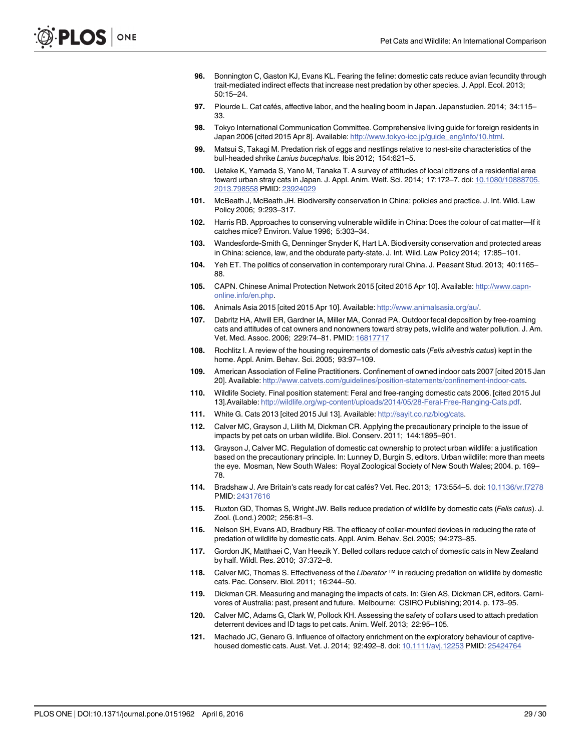96. Bonnington C, Gaston KJ, Evans KL. Fearing the feline: domestic cats reduce avian fecundity through trait-mediated indirect effects that increase nest predation by other species. J. Appl. Ecol. 2013; 50:15–24.
97. Plourde L. Cat cafés, affective labor, and the healing boom in Japan. Japanstudien. 2014; 34:115–33.
98. Tokyo International Communication Committee. Comprehensive living guide for foreign residents in Japan 2006 [cited 2015 Apr 8]. Available: http://www.tokyo-icc.jp/guide_eng/info/10.html.
99. Matsui S, Takagi M. Predation risk of eggs and nestlings relative to nest-site characteristics of the bull-headed shrike *Lanius bucephalus*. Ibis 2012; 154:621–5.
100. Uetake K, Yamada S, Yano M, Tanaka T. A survey of attitudes of local citizens of a residential area toward urban stray cats in Japan. J. Appl. Anim. Welf. Sci. 2014; 17:172–7. doi: 10.1080/10888705.2013.798558 PMID: 23924029
101. McBeath J, McBeath JH. Biodiversity conservation in China: policies and practice. J. Int. Wild. Law Policy 2006; 9:293–317.
102. Harris RB. Approaches to conserving vulnerable wildlife in China: Does the colour of cat matter—If it catches mice? Environ. Value 1996; 5:303–34.
103. Wandesforde-Smith G, Denninger Snyder K, Hart LA. Biodiversity conservation and protected areas in China: science, law, and the obdurate party-state. J. Int. Wild. Law Policy 2014; 17:85–101.
104. Yeh ET. The politics of conservation in contemporary rural China. J. Peasant Stud. 2013; 40:1165–88.
105. CAPN. Chinese Animal Protection Network 2015 [cited 2015 Apr 10]. Available: http://www.capn-online.info/en.php.
106. Animals Asia 2015 [cited 2015 Apr 10]. Available: http://www.animalsasia.org/au/.
107. Dabritz HA, Atwill ER, Gardner IA, Miller MA, Conrad PA. Outdoor fecal deposition by free-roaming cats and attitudes of cat owners and nonowners toward stray pets, wildlife and water pollution. J. Am. Vet. Med. Assoc. 2006; 229:74–81. PMID: 16817717
108. Rochlitz I. A review of the housing requirements of domestic cats (*Felis silvestris catus*) kept in the home. Appl. Anim. Behav. Sci. 2005; 93:97–109.
109. American Association of Feline Practitioners. Confinement of owned indoor cats 2007 [cited 2015 Jan 20]. Available: http://www.catvets.com/guidelines/position-statements/confinement-indoor-cats.
110. Wildlife Society. Final position statement: Feral and free-ranging domestic cats 2006. [cited 2015 Jul 13].Available: http://wildlife.org/wp-content/uploads/2014/05/28-Feral-Free-Ranging-Cats.pdf.
111. White G. Cats 2013 [cited 2015 Jul 13]. Available: http://sayit.co.nz/blog/cats.
112. Calver MC, Grayson J, Lilith M, Dickman CR. Applying the precautionary principle to the issue of impacts by pet cats on urban wildlife. Biol. Conserv. 2011; 144:1895–901.
113. Grayson J, Calver MC. Regulation of domestic cat ownership to protect urban wildlife: a justification based on the precautionary principle. In: Lunney D, Burgin S, editors. Urban wildlife: more than meets the eye. Mosman, New South Wales: Royal Zoological Society of New South Wales; 2004. p. 169–78.
114. Bradshaw J. Are Britain's cats ready for cat cafés? Vet. Rec. 2013; 173:554–5. doi: 10.1136/vr.f7278 PMID: 24317616
115. Ruxton GD, Thomas S, Wright JW. Bells reduce predation of wildlife by domestic cats (*Felis catus*). J. Zool. (Lond.) 2002; 256:81–3.
116. Nelson SH, Evans AD, Bradbury RB. The efficacy of collar-mounted devices in reducing the rate of predation of wildlife by domestic cats. Appl. Anim. Behav. Sci. 2005; 94:273–85.
117. Gordon JK, Matthaei C, Van Heezik Y. Belled collars reduce catch of domestic cats in New Zealand by half. Wildl. Res. 2010; 37:372–8.
118. Calver MC, Thomas S. Effectiveness of the *Liberator* ™ in reducing predation on wildlife by domestic cats. Pac. Conserv. Biol. 2011; 16:244–50.
119. Dickman CR. Measuring and managing the impacts of cats. In: Glen AS, Dickman CR, editors. Carnivores of Australia: past, present and future. Melbourne: CSIRO Publishing; 2014. p. 173–95.
120. Calver MC, Adams G, Clark W, Pollock KH. Assessing the safety of collars used to attach predation deterrent devices and ID tags to pet cats. Anim. Welf. 2013; 22:95–105.
121. Machado JC, Genaro G. Influence of olfactory enrichment on the exploratory behaviour of captive-housed domestic cats. Aust. Vet. J. 2014; 92:492–8. doi: 10.1111/avj.12253 PMID: 25424764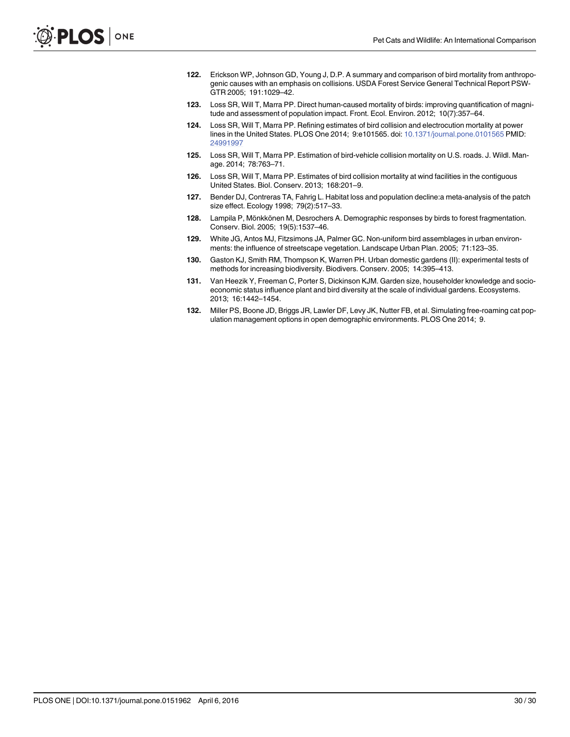122. Erickson WP, Johnson GD, Young J, D.P. A summary and comparison of bird mortality from anthropogenic causes with an emphasis on collisions. USDA Forest Service General Technical Report PSW-GTR 2005; 191:1029–42.
123. Loss SR, Will T, Marra PP. Direct human-caused mortality of birds: improving quantification of magnitude and assessment of population impact. Front. Ecol. Environ. 2012; 10(7):357–64.
124. Loss SR, Will T, Marra PP. Refining estimates of bird collision and electrocution mortality at power lines in the United States. PLOS One 2014; 9:e101565. doi: 10.1371/journal.pone.0101565 PMID: 24991997
125. Loss SR, Will T, Marra PP. Estimation of bird-vehicle collision mortality on U.S. roads. J. Wildl. Manage. 2014; 78:763–71.
126. Loss SR, Will T, Marra PP. Estimates of bird collision mortality at wind facilities in the contiguous United States. Biol. Conserv. 2013; 168:201–9.
127. Bender DJ, Contreras TA, Fahrig L. Habitat loss and population decline:a meta-analysis of the patch size effect. Ecology 1998; 79(2):517–33.
128. Lampila P, Mönkkönen M, Desrochers A. Demographic responses by birds to forest fragmentation. Conserv. Biol. 2005; 19(5):1537–46.
129. White JG, Antos MJ, Fitzsimons JA, Palmer GC. Non-uniform bird assemblages in urban environments: the influence of streetscape vegetation. Landscape Urban Plan. 2005; 71:123–35.
130. Gaston KJ, Smith RM, Thompson K, Warren PH. Urban domestic gardens (II): experimental tests of methods for increasing biodiversity. Biodivers. Conserv. 2005; 14:395–413.
131. Van Heezik Y, Freeman C, Porter S, Dickinson KJM. Garden size, householder knowledge and socioeconomic status influence plant and bird diversity at the scale of individual gardens. Ecosystems. 2013; 16:1442–1454.
132. Miller PS, Boone JD, Briggs JR, Lawler DF, Levy JK, Nutter FB, et al. Simulating free-roaming cat population management options in open demographic environments. PLOS One 2014; 9.